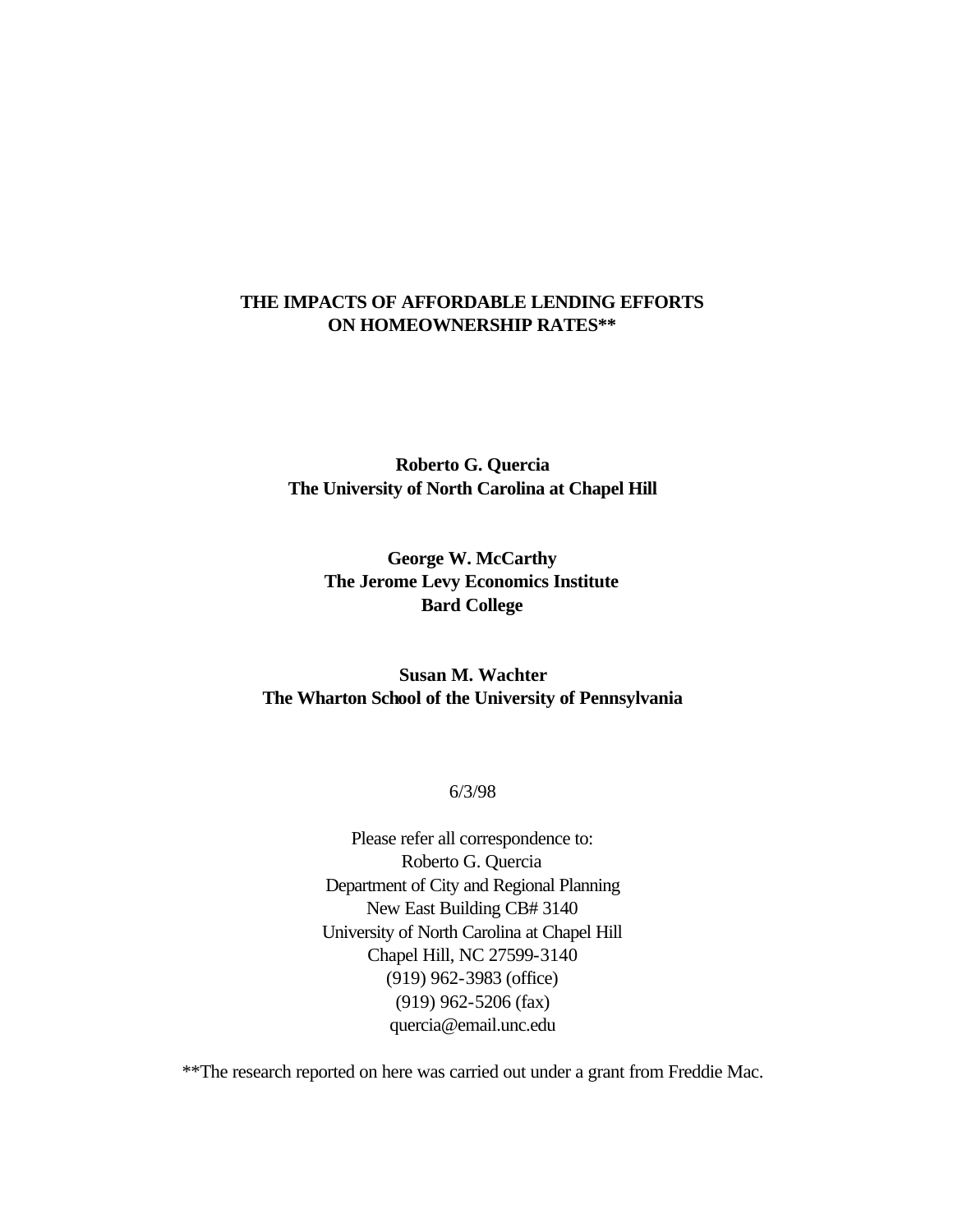# THE IMPACTS OF AFFORDABLE LENDING EFFORTS ON HOMEOWNERSHIP RATES**

**Roberto G. Quercia**
**The University of North Carolina at Chapel Hill**

**George W. McCarthy**
**The Jerome Levy Economics Institute**
**Bard College**

**Susan M. Wachter**
**The Wharton School of the University of Pennsylvania**

6/3/98

Please refer all correspondence to:
Roberto G. Quercia
Department of City and Regional Planning
New East Building CB# 3140
University of North Carolina at Chapel Hill
Chapel Hill, NC 27599-3140
(919) 962-3983 (office)
(919) 962-5206 (fax)
quercia@email.unc.edu

**The research reported on here was carried out under a grant from Freddie Mac.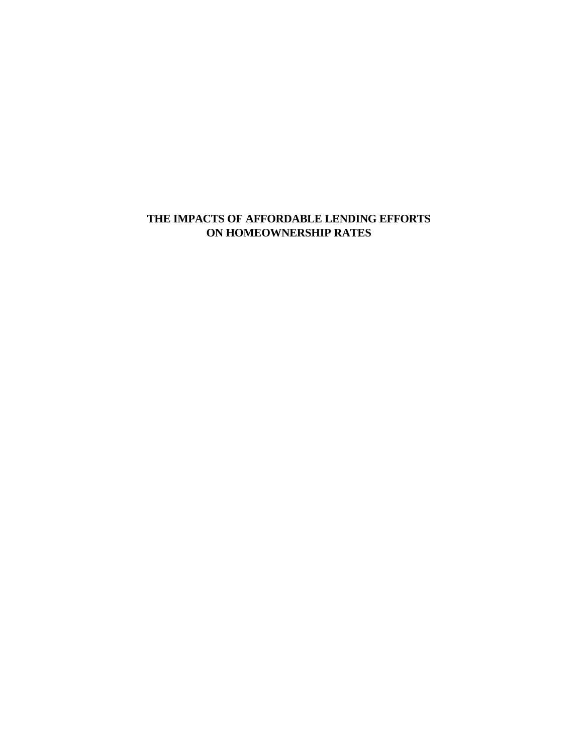# THE IMPACTS OF AFFORDABLE LENDING EFFORTS ON HOMEOWNERSHIP RATES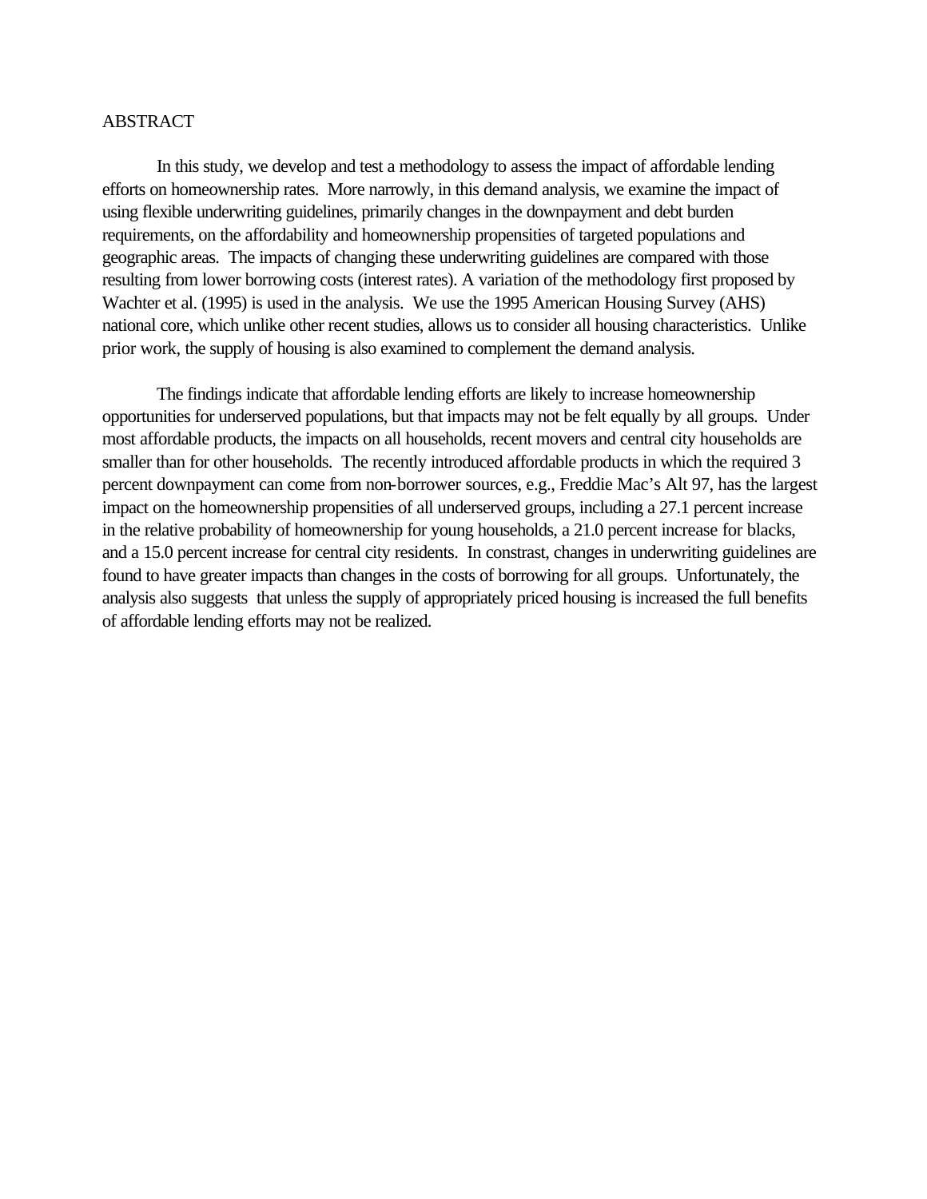# ABSTRACT

In this study, we develop and test a methodology to assess the impact of affordable lending efforts on homeownership rates. More narrowly, in this demand analysis, we examine the impact of using flexible underwriting guidelines, primarily changes in the downpayment and debt burden requirements, on the affordability and homeownership propensities of targeted populations and geographic areas. The impacts of changing these underwriting guidelines are compared with those resulting from lower borrowing costs (interest rates). A variation of the methodology first proposed by Wachter et al. (1995) is used in the analysis. We use the 1995 American Housing Survey (AHS) national core, which unlike other recent studies, allows us to consider all housing characteristics. Unlike prior work, the supply of housing is also examined to complement the demand analysis.

The findings indicate that affordable lending efforts are likely to increase homeownership opportunities for underserved populations, but that impacts may not be felt equally by all groups. Under most affordable products, the impacts on all households, recent movers and central city households are smaller than for other households. The recently introduced affordable products in which the required 3 percent downpayment can come from non-borrower sources, e.g., Freddie Mac's Alt 97, has the largest impact on the homeownership propensities of all underserved groups, including a 27.1 percent increase in the relative probability of homeownership for young households, a 21.0 percent increase for blacks, and a 15.0 percent increase for central city residents. In constrast, changes in underwriting guidelines are found to have greater impacts than changes in the costs of borrowing for all groups. Unfortunately, the analysis also suggests that unless the supply of appropriately priced housing is increased the full benefits of affordable lending efforts may not be realized.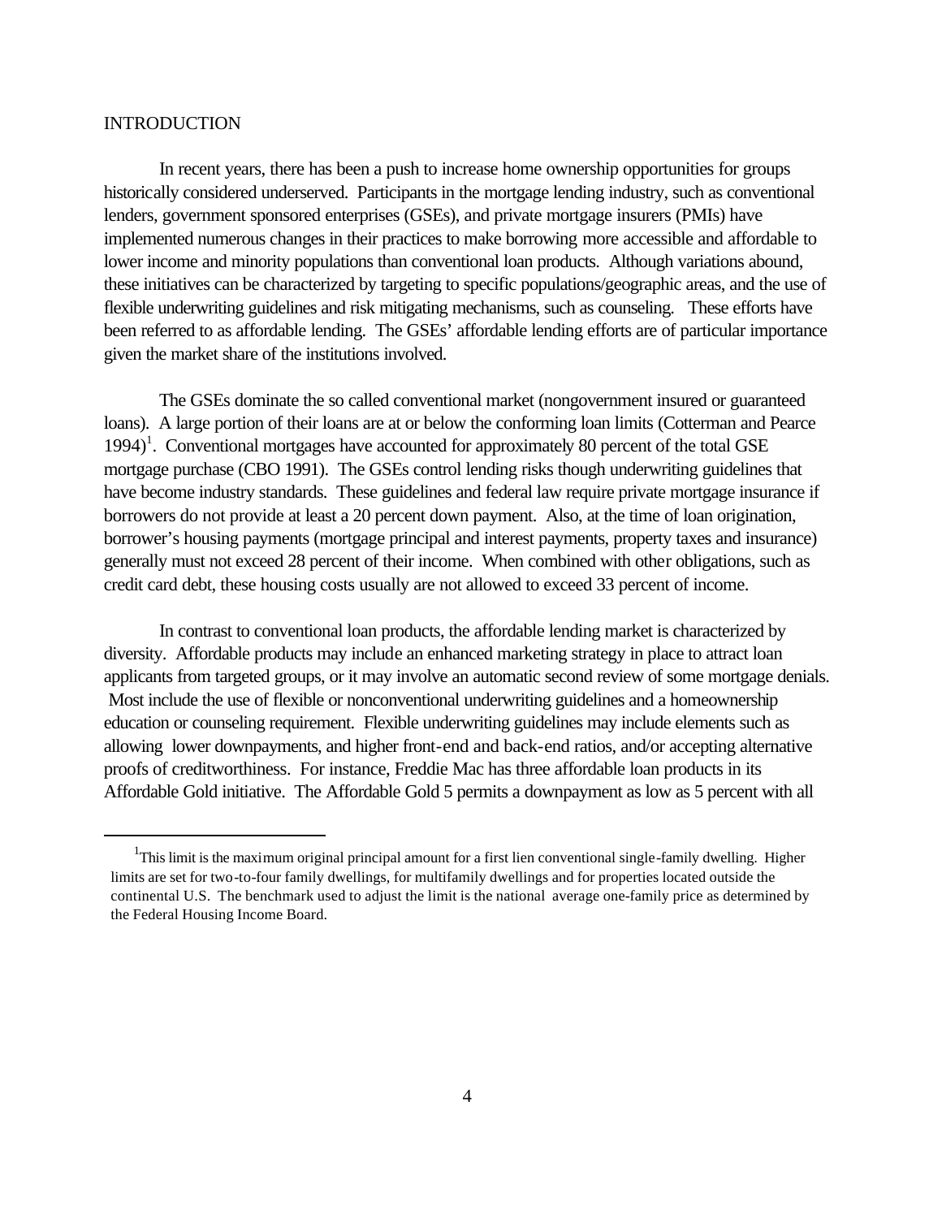## INTRODUCTION

In recent years, there has been a push to increase home ownership opportunities for groups historically considered underserved. Participants in the mortgage lending industry, such as conventional lenders, government sponsored enterprises (GSEs), and private mortgage insurers (PMIs) have implemented numerous changes in their practices to make borrowing more accessible and affordable to lower income and minority populations than conventional loan products. Although variations abound, these initiatives can be characterized by targeting to specific populations/geographic areas, and the use of flexible underwriting guidelines and risk mitigating mechanisms, such as counseling. These efforts have been referred to as affordable lending. The GSEs' affordable lending efforts are of particular importance given the market share of the institutions involved.

The GSEs dominate the so called conventional market (nongovernment insured or guaranteed loans). A large portion of their loans are at or below the conforming loan limits (Cotterman and Pearce 1994)[1]. Conventional mortgages have accounted for approximately 80 percent of the total GSE mortgage purchase (CBO 1991). The GSEs control lending risks though underwriting guidelines that have become industry standards. These guidelines and federal law require private mortgage insurance if borrowers do not provide at least a 20 percent down payment. Also, at the time of loan origination, borrower's housing payments (mortgage principal and interest payments, property taxes and insurance) generally must not exceed 28 percent of their income. When combined with other obligations, such as credit card debt, these housing costs usually are not allowed to exceed 33 percent of income.

In contrast to conventional loan products, the affordable lending market is characterized by diversity. Affordable products may include an enhanced marketing strategy in place to attract loan applicants from targeted groups, or it may involve an automatic second review of some mortgage denials. Most include the use of flexible or nonconventional underwriting guidelines and a homeownership education or counseling requirement. Flexible underwriting guidelines may include elements such as allowing lower downpayments, and higher front-end and back-end ratios, and/or accepting alternative proofs of creditworthiness. For instance, Freddie Mac has three affordable loan products in its Affordable Gold initiative. The Affordable Gold 5 permits a downpayment as low as 5 percent with all

---

[1] This limit is the maximum original principal amount for a first lien conventional single-family dwelling. Higher limits are set for two-to-four family dwellings, for multifamily dwellings and for properties located outside the continental U.S. The benchmark used to adjust the limit is the national average one-family price as determined by the Federal Housing Income Board.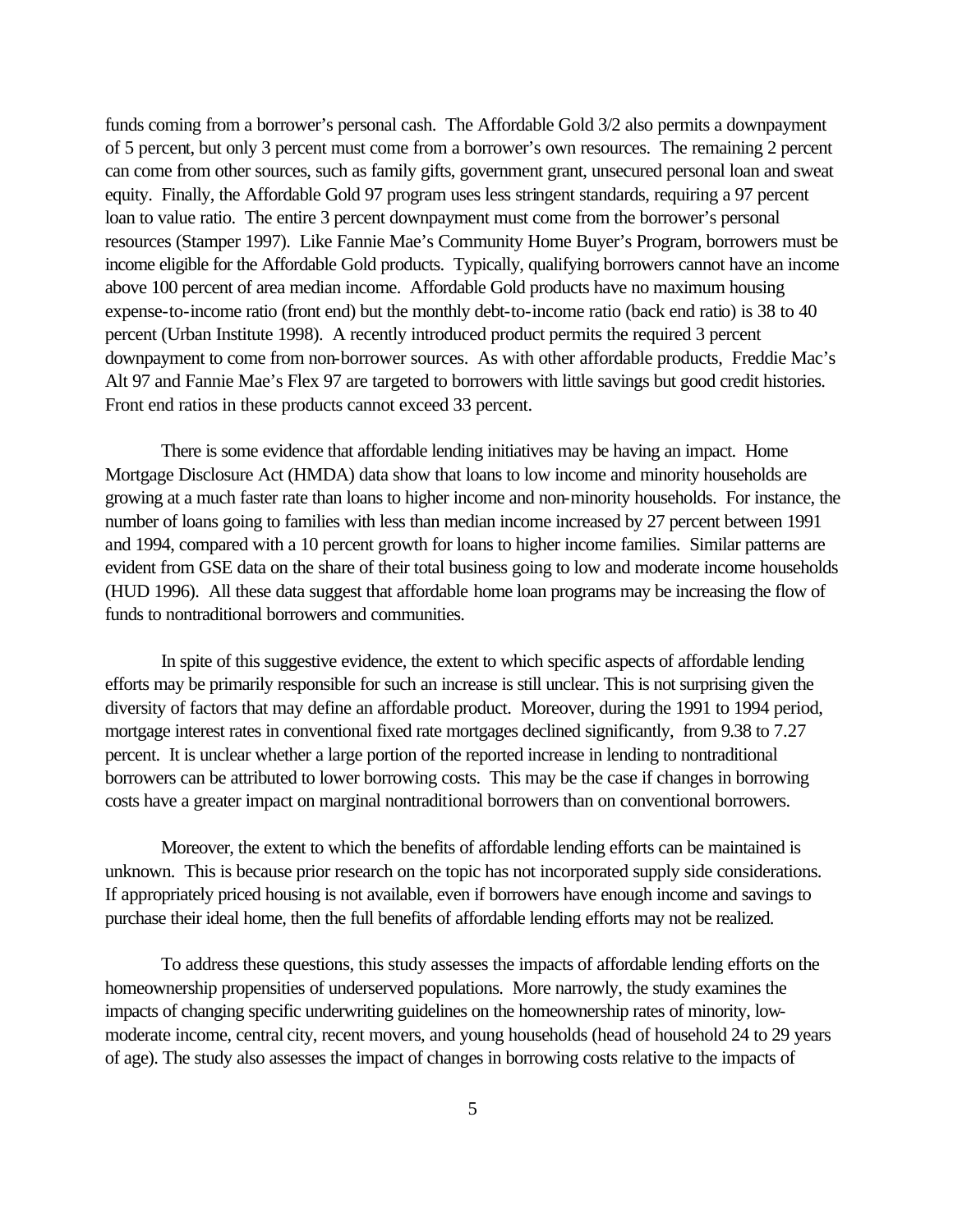funds coming from a borrower's personal cash. The Affordable Gold 3/2 also permits a downpayment of 5 percent, but only 3 percent must come from a borrower's own resources. The remaining 2 percent can come from other sources, such as family gifts, government grant, unsecured personal loan and sweat equity. Finally, the Affordable Gold 97 program uses less stringent standards, requiring a 97 percent loan to value ratio. The entire 3 percent downpayment must come from the borrower's personal resources (Stamper 1997). Like Fannie Mae's Community Home Buyer's Program, borrowers must be income eligible for the Affordable Gold products. Typically, qualifying borrowers cannot have an income above 100 percent of area median income. Affordable Gold products have no maximum housing expense-to-income ratio (front end) but the monthly debt-to-income ratio (back end ratio) is 38 to 40 percent (Urban Institute 1998). A recently introduced product permits the required 3 percent downpayment to come from non-borrower sources. As with other affordable products, Freddie Mac's Alt 97 and Fannie Mae's Flex 97 are targeted to borrowers with little savings but good credit histories. Front end ratios in these products cannot exceed 33 percent.

There is some evidence that affordable lending initiatives may be having an impact. Home Mortgage Disclosure Act (HMDA) data show that loans to low income and minority households are growing at a much faster rate than loans to higher income and non-minority households. For instance, the number of loans going to families with less than median income increased by 27 percent between 1991 and 1994, compared with a 10 percent growth for loans to higher income families. Similar patterns are evident from GSE data on the share of their total business going to low and moderate income households (HUD 1996). All these data suggest that affordable home loan programs may be increasing the flow of funds to nontraditional borrowers and communities.

In spite of this suggestive evidence, the extent to which specific aspects of affordable lending efforts may be primarily responsible for such an increase is still unclear. This is not surprising given the diversity of factors that may define an affordable product. Moreover, during the 1991 to 1994 period, mortgage interest rates in conventional fixed rate mortgages declined significantly, from 9.38 to 7.27 percent. It is unclear whether a large portion of the reported increase in lending to nontraditional borrowers can be attributed to lower borrowing costs. This may be the case if changes in borrowing costs have a greater impact on marginal nontraditional borrowers than on conventional borrowers.

Moreover, the extent to which the benefits of affordable lending efforts can be maintained is unknown. This is because prior research on the topic has not incorporated supply side considerations. If appropriately priced housing is not available, even if borrowers have enough income and savings to purchase their ideal home, then the full benefits of affordable lending efforts may not be realized.

To address these questions, this study assesses the impacts of affordable lending efforts on the homeownership propensities of underserved populations. More narrowly, the study examines the impacts of changing specific underwriting guidelines on the homeownership rates of minority, low-moderate income, central city, recent movers, and young households (head of household 24 to 29 years of age). The study also assesses the impact of changes in borrowing costs relative to the impacts of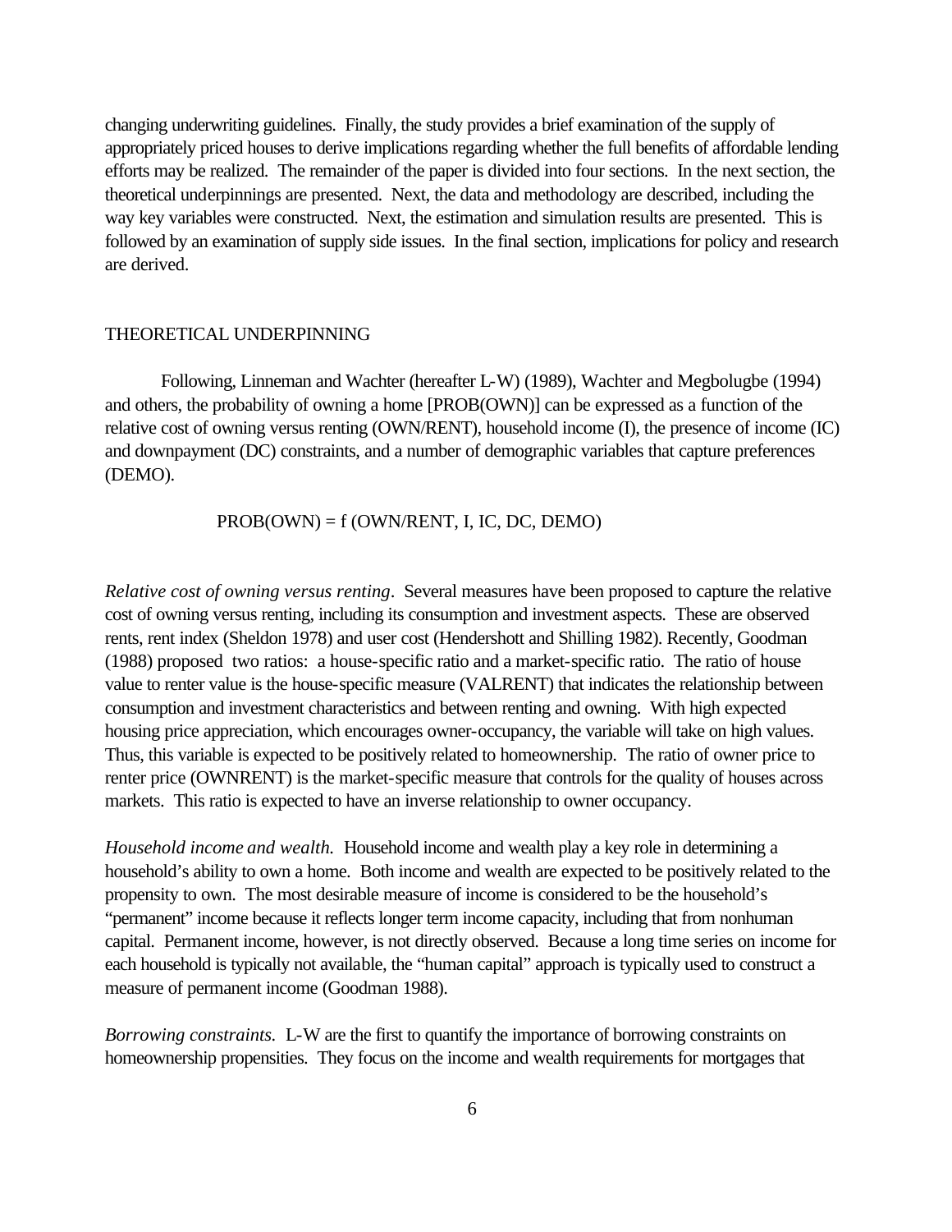changing underwriting guidelines. Finally, the study provides a brief examination of the supply of appropriately priced houses to derive implications regarding whether the full benefits of affordable lending efforts may be realized. The remainder of the paper is divided into four sections. In the next section, the theoretical underpinnings are presented. Next, the data and methodology are described, including the way key variables were constructed. Next, the estimation and simulation results are presented. This is followed by an examination of supply side issues. In the final section, implications for policy and research are derived.

## THEORETICAL UNDERPINNING

Following, Linneman and Wachter (hereafter L-W) (1989), Wachter and Megbolugbe (1994) and others, the probability of owning a home [PROB(OWN)] can be expressed as a function of the relative cost of owning versus renting (OWN/RENT), household income (I), the presence of income (IC) and downpayment (DC) constraints, and a number of demographic variables that capture preferences (DEMO).

$$PROB(OWN) = f\,(OWN/RENT, I, IC, DC, DEMO)$$

*Relative cost of owning versus renting*. Several measures have been proposed to capture the relative cost of owning versus renting, including its consumption and investment aspects. These are observed rents, rent index (Sheldon 1978) and user cost (Hendershott and Shilling 1982). Recently, Goodman (1988) proposed two ratios: a house-specific ratio and a market-specific ratio. The ratio of house value to renter value is the house-specific measure (VALRENT) that indicates the relationship between consumption and investment characteristics and between renting and owning. With high expected housing price appreciation, which encourages owner-occupancy, the variable will take on high values. Thus, this variable is expected to be positively related to homeownership. The ratio of owner price to renter price (OWNRENT) is the market-specific measure that controls for the quality of houses across markets. This ratio is expected to have an inverse relationship to owner occupancy.

*Household income and wealth.* Household income and wealth play a key role in determining a household's ability to own a home. Both income and wealth are expected to be positively related to the propensity to own. The most desirable measure of income is considered to be the household's "permanent" income because it reflects longer term income capacity, including that from nonhuman capital. Permanent income, however, is not directly observed. Because a long time series on income for each household is typically not available, the "human capital" approach is typically used to construct a measure of permanent income (Goodman 1988).

*Borrowing constraints.* L-W are the first to quantify the importance of borrowing constraints on homeownership propensities. They focus on the income and wealth requirements for mortgages that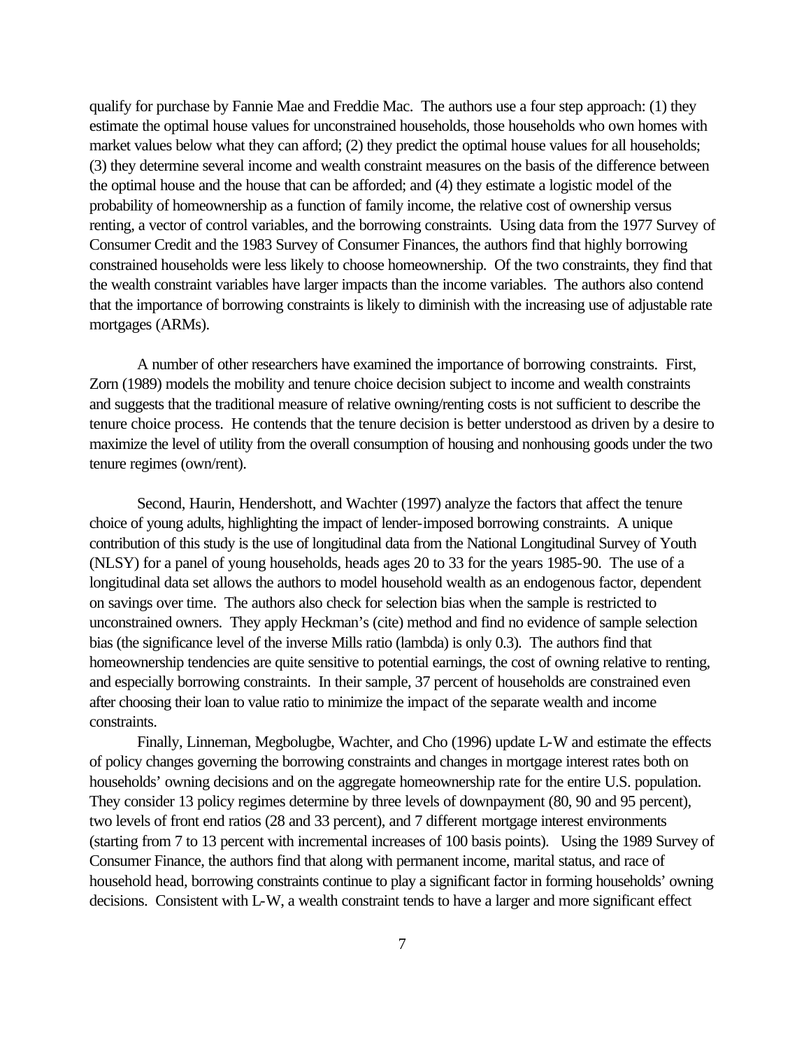qualify for purchase by Fannie Mae and Freddie Mac. The authors use a four step approach: (1) they estimate the optimal house values for unconstrained households, those households who own homes with market values below what they can afford; (2) they predict the optimal house values for all households; (3) they determine several income and wealth constraint measures on the basis of the difference between the optimal house and the house that can be afforded; and (4) they estimate a logistic model of the probability of homeownership as a function of family income, the relative cost of ownership versus renting, a vector of control variables, and the borrowing constraints. Using data from the 1977 Survey of Consumer Credit and the 1983 Survey of Consumer Finances, the authors find that highly borrowing constrained households were less likely to choose homeownership. Of the two constraints, they find that the wealth constraint variables have larger impacts than the income variables. The authors also contend that the importance of borrowing constraints is likely to diminish with the increasing use of adjustable rate mortgages (ARMs).

A number of other researchers have examined the importance of borrowing constraints. First, Zorn (1989) models the mobility and tenure choice decision subject to income and wealth constraints and suggests that the traditional measure of relative owning/renting costs is not sufficient to describe the tenure choice process. He contends that the tenure decision is better understood as driven by a desire to maximize the level of utility from the overall consumption of housing and nonhousing goods under the two tenure regimes (own/rent).

Second, Haurin, Hendershott, and Wachter (1997) analyze the factors that affect the tenure choice of young adults, highlighting the impact of lender-imposed borrowing constraints. A unique contribution of this study is the use of longitudinal data from the National Longitudinal Survey of Youth (NLSY) for a panel of young households, heads ages 20 to 33 for the years 1985-90. The use of a longitudinal data set allows the authors to model household wealth as an endogenous factor, dependent on savings over time. The authors also check for selection bias when the sample is restricted to unconstrained owners. They apply Heckman's (cite) method and find no evidence of sample selection bias (the significance level of the inverse Mills ratio (lambda) is only 0.3). The authors find that homeownership tendencies are quite sensitive to potential earnings, the cost of owning relative to renting, and especially borrowing constraints. In their sample, 37 percent of households are constrained even after choosing their loan to value ratio to minimize the impact of the separate wealth and income constraints.

Finally, Linneman, Megbolugbe, Wachter, and Cho (1996) update L-W and estimate the effects of policy changes governing the borrowing constraints and changes in mortgage interest rates both on households' owning decisions and on the aggregate homeownership rate for the entire U.S. population. They consider 13 policy regimes determine by three levels of downpayment (80, 90 and 95 percent), two levels of front end ratios (28 and 33 percent), and 7 different mortgage interest environments (starting from 7 to 13 percent with incremental increases of 100 basis points). Using the 1989 Survey of Consumer Finance, the authors find that along with permanent income, marital status, and race of household head, borrowing constraints continue to play a significant factor in forming households' owning decisions. Consistent with L-W, a wealth constraint tends to have a larger and more significant effect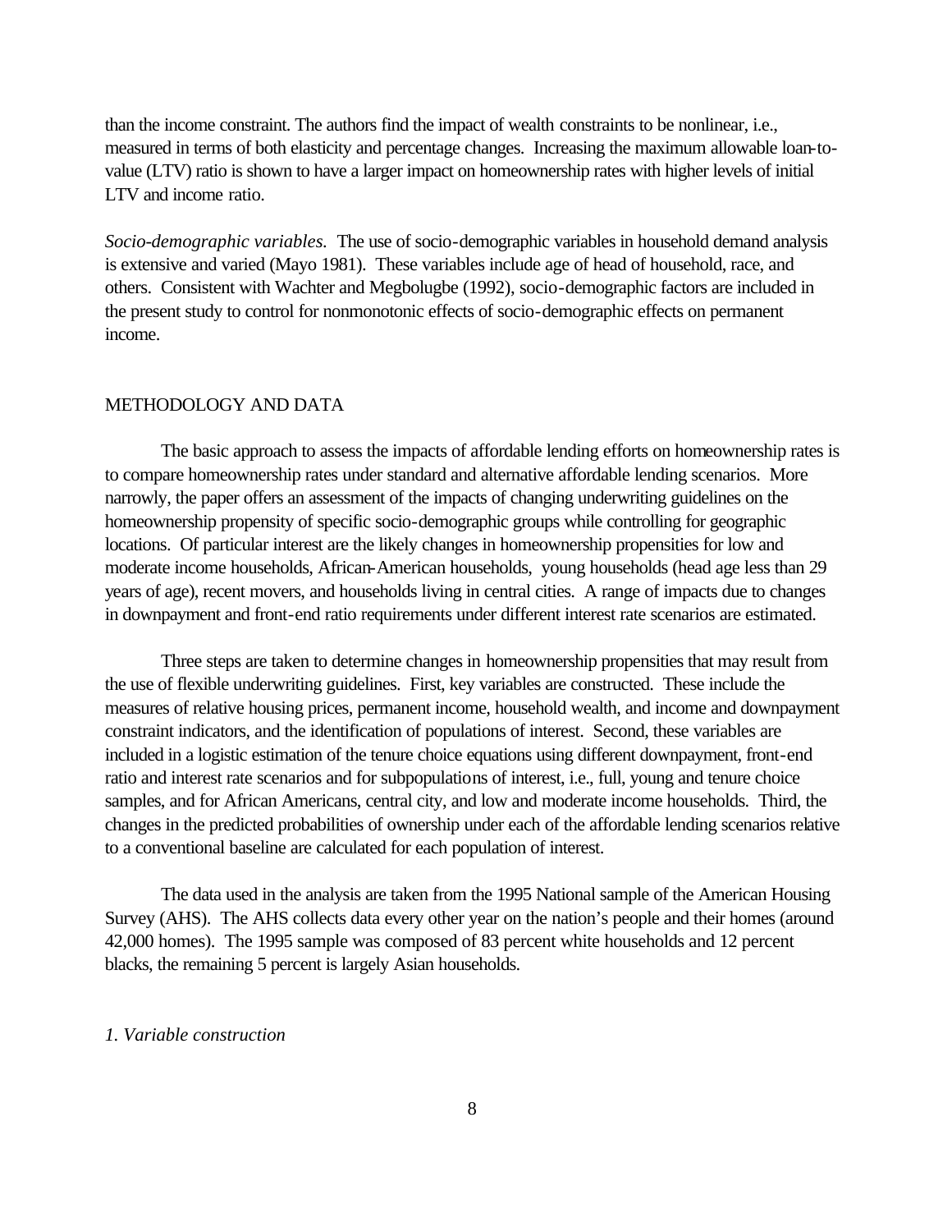than the income constraint. The authors find the impact of wealth constraints to be nonlinear, i.e., measured in terms of both elasticity and percentage changes. Increasing the maximum allowable loan-to-value (LTV) ratio is shown to have a larger impact on homeownership rates with higher levels of initial LTV and income ratio.

*Socio-demographic variables.* The use of socio-demographic variables in household demand analysis is extensive and varied (Mayo 1981). These variables include age of head of household, race, and others. Consistent with Wachter and Megbolugbe (1992), socio-demographic factors are included in the present study to control for nonmonotonic effects of socio-demographic effects on permanent income.

## METHODOLOGY AND DATA

The basic approach to assess the impacts of affordable lending efforts on homeownership rates is to compare homeownership rates under standard and alternative affordable lending scenarios. More narrowly, the paper offers an assessment of the impacts of changing underwriting guidelines on the homeownership propensity of specific socio-demographic groups while controlling for geographic locations. Of particular interest are the likely changes in homeownership propensities for low and moderate income households, African-American households, young households (head age less than 29 years of age), recent movers, and households living in central cities. A range of impacts due to changes in downpayment and front-end ratio requirements under different interest rate scenarios are estimated.

Three steps are taken to determine changes in homeownership propensities that may result from the use of flexible underwriting guidelines. First, key variables are constructed. These include the measures of relative housing prices, permanent income, household wealth, and income and downpayment constraint indicators, and the identification of populations of interest. Second, these variables are included in a logistic estimation of the tenure choice equations using different downpayment, front-end ratio and interest rate scenarios and for subpopulations of interest, i.e., full, young and tenure choice samples, and for African Americans, central city, and low and moderate income households. Third, the changes in the predicted probabilities of ownership under each of the affordable lending scenarios relative to a conventional baseline are calculated for each population of interest.

The data used in the analysis are taken from the 1995 National sample of the American Housing Survey (AHS). The AHS collects data every other year on the nation's people and their homes (around 42,000 homes). The 1995 sample was composed of 83 percent white households and 12 percent blacks, the remaining 5 percent is largely Asian households.

### *1. Variable construction*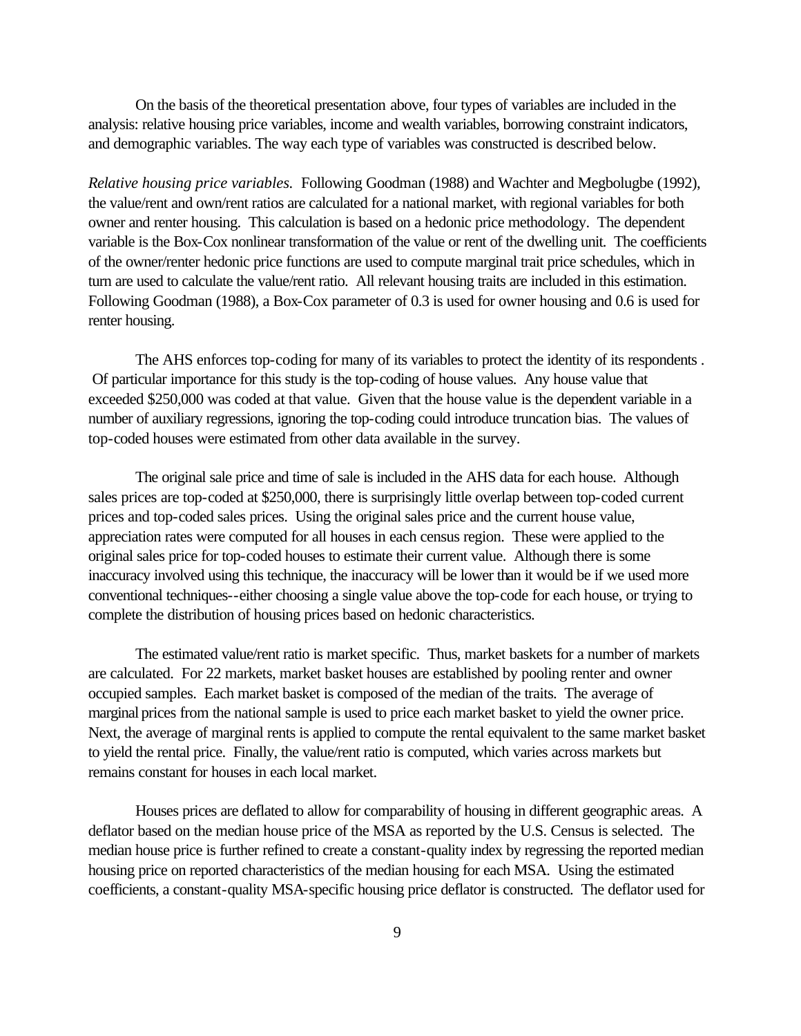On the basis of the theoretical presentation above, four types of variables are included in the analysis: relative housing price variables, income and wealth variables, borrowing constraint indicators, and demographic variables. The way each type of variables was constructed is described below.

*Relative housing price variables.* Following Goodman (1988) and Wachter and Megbolugbe (1992), the value/rent and own/rent ratios are calculated for a national market, with regional variables for both owner and renter housing. This calculation is based on a hedonic price methodology. The dependent variable is the Box-Cox nonlinear transformation of the value or rent of the dwelling unit. The coefficients of the owner/renter hedonic price functions are used to compute marginal trait price schedules, which in turn are used to calculate the value/rent ratio. All relevant housing traits are included in this estimation. Following Goodman (1988), a Box-Cox parameter of 0.3 is used for owner housing and 0.6 is used for renter housing.

The AHS enforces top-coding for many of its variables to protect the identity of its respondents . Of particular importance for this study is the top-coding of house values. Any house value that exceeded $250,000 was coded at that value. Given that the house value is the dependent variable in a number of auxiliary regressions, ignoring the top-coding could introduce truncation bias. The values of top-coded houses were estimated from other data available in the survey.

The original sale price and time of sale is included in the AHS data for each house. Although sales prices are top-coded at $250,000, there is surprisingly little overlap between top-coded current prices and top-coded sales prices. Using the original sales price and the current house value, appreciation rates were computed for all houses in each census region. These were applied to the original sales price for top-coded houses to estimate their current value. Although there is some inaccuracy involved using this technique, the inaccuracy will be lower than it would be if we used more conventional techniques--either choosing a single value above the top-code for each house, or trying to complete the distribution of housing prices based on hedonic characteristics.

The estimated value/rent ratio is market specific. Thus, market baskets for a number of markets are calculated. For 22 markets, market basket houses are established by pooling renter and owner occupied samples. Each market basket is composed of the median of the traits. The average of marginal prices from the national sample is used to price each market basket to yield the owner price. Next, the average of marginal rents is applied to compute the rental equivalent to the same market basket to yield the rental price. Finally, the value/rent ratio is computed, which varies across markets but remains constant for houses in each local market.

Houses prices are deflated to allow for comparability of housing in different geographic areas. A deflator based on the median house price of the MSA as reported by the U.S. Census is selected. The median house price is further refined to create a constant-quality index by regressing the reported median housing price on reported characteristics of the median housing for each MSA. Using the estimated coefficients, a constant-quality MSA-specific housing price deflator is constructed. The deflator used for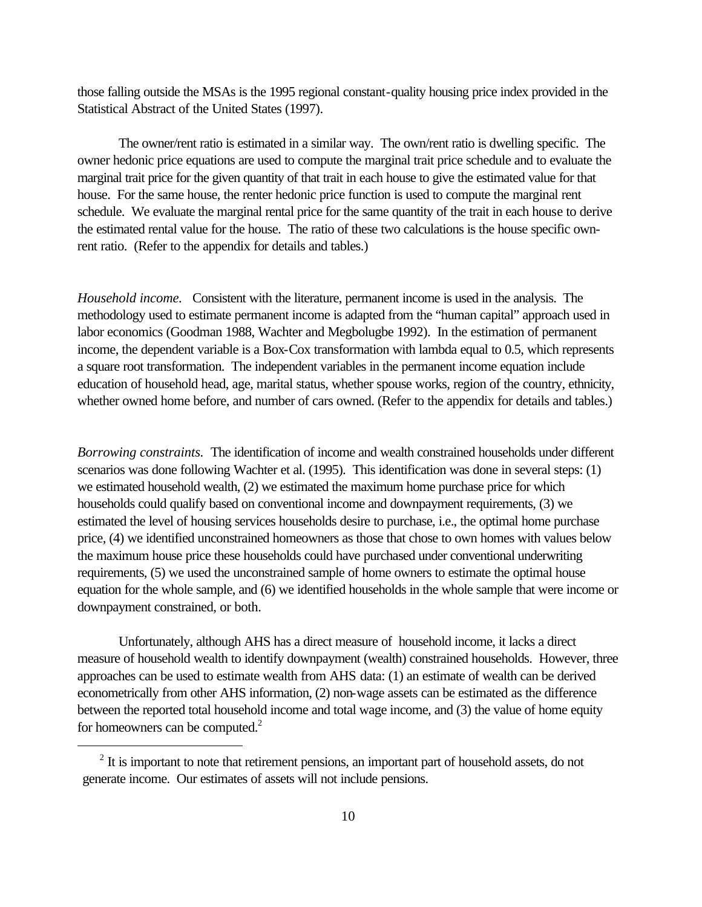those falling outside the MSAs is the 1995 regional constant-quality housing price index provided in the Statistical Abstract of the United States (1997).

The owner/rent ratio is estimated in a similar way. The own/rent ratio is dwelling specific. The owner hedonic price equations are used to compute the marginal trait price schedule and to evaluate the marginal trait price for the given quantity of that trait in each house to give the estimated value for that house. For the same house, the renter hedonic price function is used to compute the marginal rent schedule. We evaluate the marginal rental price for the same quantity of the trait in each house to derive the estimated rental value for the house. The ratio of these two calculations is the house specific own-rent ratio. (Refer to the appendix for details and tables.)

*Household income.* Consistent with the literature, permanent income is used in the analysis. The methodology used to estimate permanent income is adapted from the "human capital" approach used in labor economics (Goodman 1988, Wachter and Megbolugbe 1992). In the estimation of permanent income, the dependent variable is a Box-Cox transformation with lambda equal to 0.5, which represents a square root transformation. The independent variables in the permanent income equation include education of household head, age, marital status, whether spouse works, region of the country, ethnicity, whether owned home before, and number of cars owned. (Refer to the appendix for details and tables.)

*Borrowing constraints.* The identification of income and wealth constrained households under different scenarios was done following Wachter et al. (1995). This identification was done in several steps: (1) we estimated household wealth, (2) we estimated the maximum home purchase price for which households could qualify based on conventional income and downpayment requirements, (3) we estimated the level of housing services households desire to purchase, i.e., the optimal home purchase price, (4) we identified unconstrained homeowners as those that chose to own homes with values below the maximum house price these households could have purchased under conventional underwriting requirements, (5) we used the unconstrained sample of home owners to estimate the optimal house equation for the whole sample, and (6) we identified households in the whole sample that were income or downpayment constrained, or both.

Unfortunately, although AHS has a direct measure of household income, it lacks a direct measure of household wealth to identify downpayment (wealth) constrained households. However, three approaches can be used to estimate wealth from AHS data: (1) an estimate of wealth can be derived econometrically from other AHS information, (2) non-wage assets can be estimated as the difference between the reported total household income and total wage income, and (3) the value of home equity for homeowners can be computed.[2]

[2] It is important to note that retirement pensions, an important part of household assets, do not generate income. Our estimates of assets will not include pensions.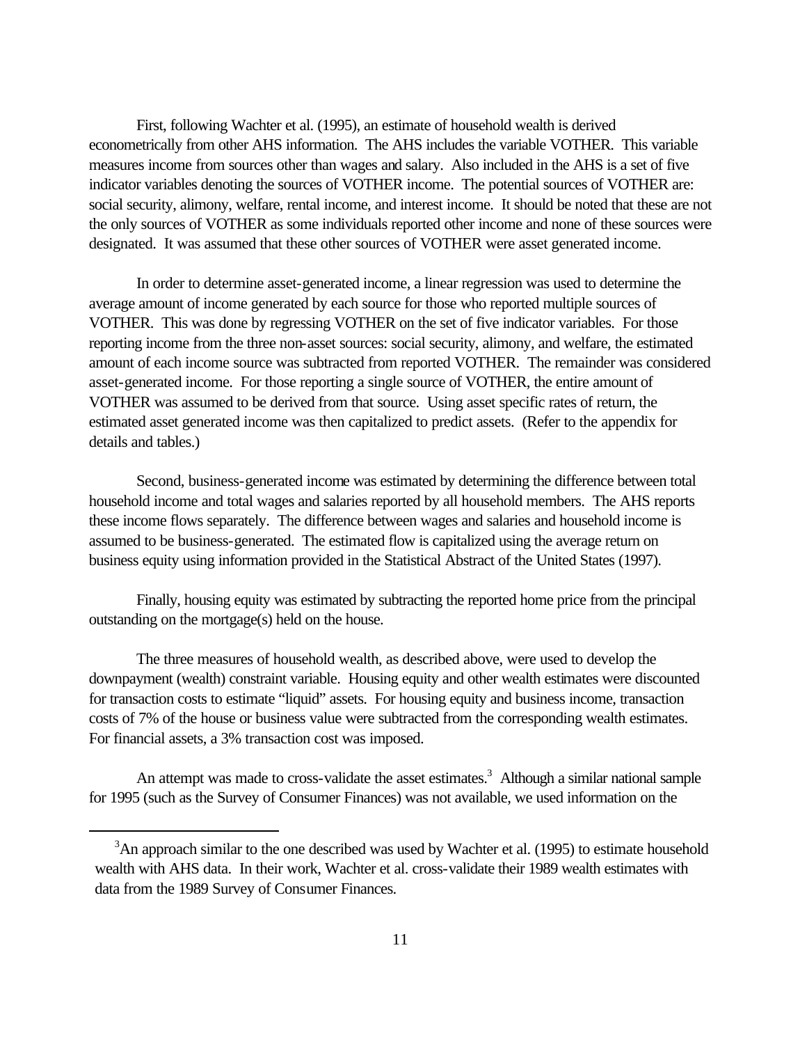First, following Wachter et al. (1995), an estimate of household wealth is derived econometrically from other AHS information. The AHS includes the variable VOTHER. This variable measures income from sources other than wages and salary. Also included in the AHS is a set of five indicator variables denoting the sources of VOTHER income. The potential sources of VOTHER are: social security, alimony, welfare, rental income, and interest income. It should be noted that these are not the only sources of VOTHER as some individuals reported other income and none of these sources were designated. It was assumed that these other sources of VOTHER were asset generated income.

In order to determine asset-generated income, a linear regression was used to determine the average amount of income generated by each source for those who reported multiple sources of VOTHER. This was done by regressing VOTHER on the set of five indicator variables. For those reporting income from the three non-asset sources: social security, alimony, and welfare, the estimated amount of each income source was subtracted from reported VOTHER. The remainder was considered asset-generated income. For those reporting a single source of VOTHER, the entire amount of VOTHER was assumed to be derived from that source. Using asset specific rates of return, the estimated asset generated income was then capitalized to predict assets. (Refer to the appendix for details and tables.)

Second, business-generated income was estimated by determining the difference between total household income and total wages and salaries reported by all household members. The AHS reports these income flows separately. The difference between wages and salaries and household income is assumed to be business-generated. The estimated flow is capitalized using the average return on business equity using information provided in the Statistical Abstract of the United States (1997).

Finally, housing equity was estimated by subtracting the reported home price from the principal outstanding on the mortgage(s) held on the house.

The three measures of household wealth, as described above, were used to develop the downpayment (wealth) constraint variable. Housing equity and other wealth estimates were discounted for transaction costs to estimate "liquid" assets. For housing equity and business income, transaction costs of 7% of the house or business value were subtracted from the corresponding wealth estimates. For financial assets, a 3% transaction cost was imposed.

An attempt was made to cross-validate the asset estimates.[3] Although a similar national sample for 1995 (such as the Survey of Consumer Finances) was not available, we used information on the

[3] An approach similar to the one described was used by Wachter et al. (1995) to estimate household wealth with AHS data. In their work, Wachter et al. cross-validate their 1989 wealth estimates with data from the 1989 Survey of Consumer Finances.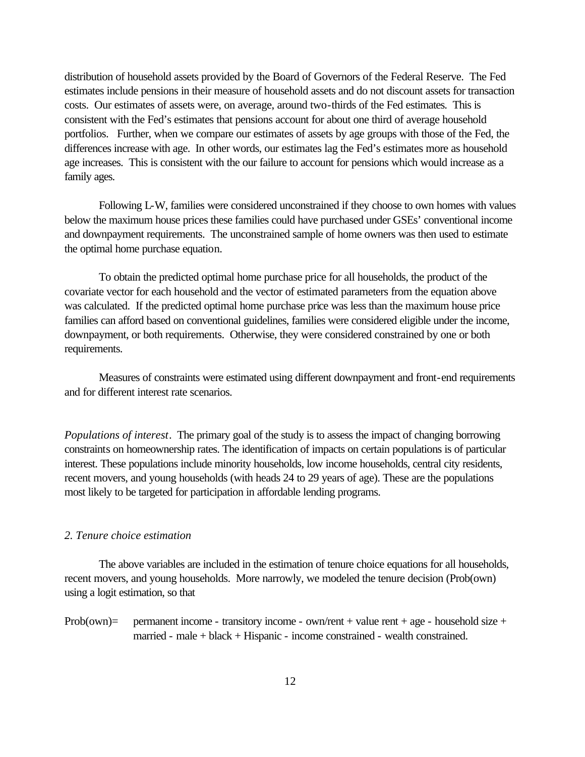distribution of household assets provided by the Board of Governors of the Federal Reserve. The Fed estimates include pensions in their measure of household assets and do not discount assets for transaction costs. Our estimates of assets were, on average, around two-thirds of the Fed estimates. This is consistent with the Fed's estimates that pensions account for about one third of average household portfolios. Further, when we compare our estimates of assets by age groups with those of the Fed, the differences increase with age. In other words, our estimates lag the Fed's estimates more as household age increases. This is consistent with the our failure to account for pensions which would increase as a family ages.

Following L-W, families were considered unconstrained if they choose to own homes with values below the maximum house prices these families could have purchased under GSEs' conventional income and downpayment requirements. The unconstrained sample of home owners was then used to estimate the optimal home purchase equation.

To obtain the predicted optimal home purchase price for all households, the product of the covariate vector for each household and the vector of estimated parameters from the equation above was calculated. If the predicted optimal home purchase price was less than the maximum house price families can afford based on conventional guidelines, families were considered eligible under the income, downpayment, or both requirements. Otherwise, they were considered constrained by one or both requirements.

Measures of constraints were estimated using different downpayment and front-end requirements and for different interest rate scenarios.

*Populations of interest*. The primary goal of the study is to assess the impact of changing borrowing constraints on homeownership rates. The identification of impacts on certain populations is of particular interest. These populations include minority households, low income households, central city residents, recent movers, and young households (with heads 24 to 29 years of age). These are the populations most likely to be targeted for participation in affordable lending programs.

### *2. Tenure choice estimation*

The above variables are included in the estimation of tenure choice equations for all households, recent movers, and young households. More narrowly, we modeled the tenure decision (Prob(own)) using a logit estimation, so that

Prob(own)= permanent income - transitory income - own/rent + value rent + age - household size + married - male + black + Hispanic - income constrained - wealth constrained.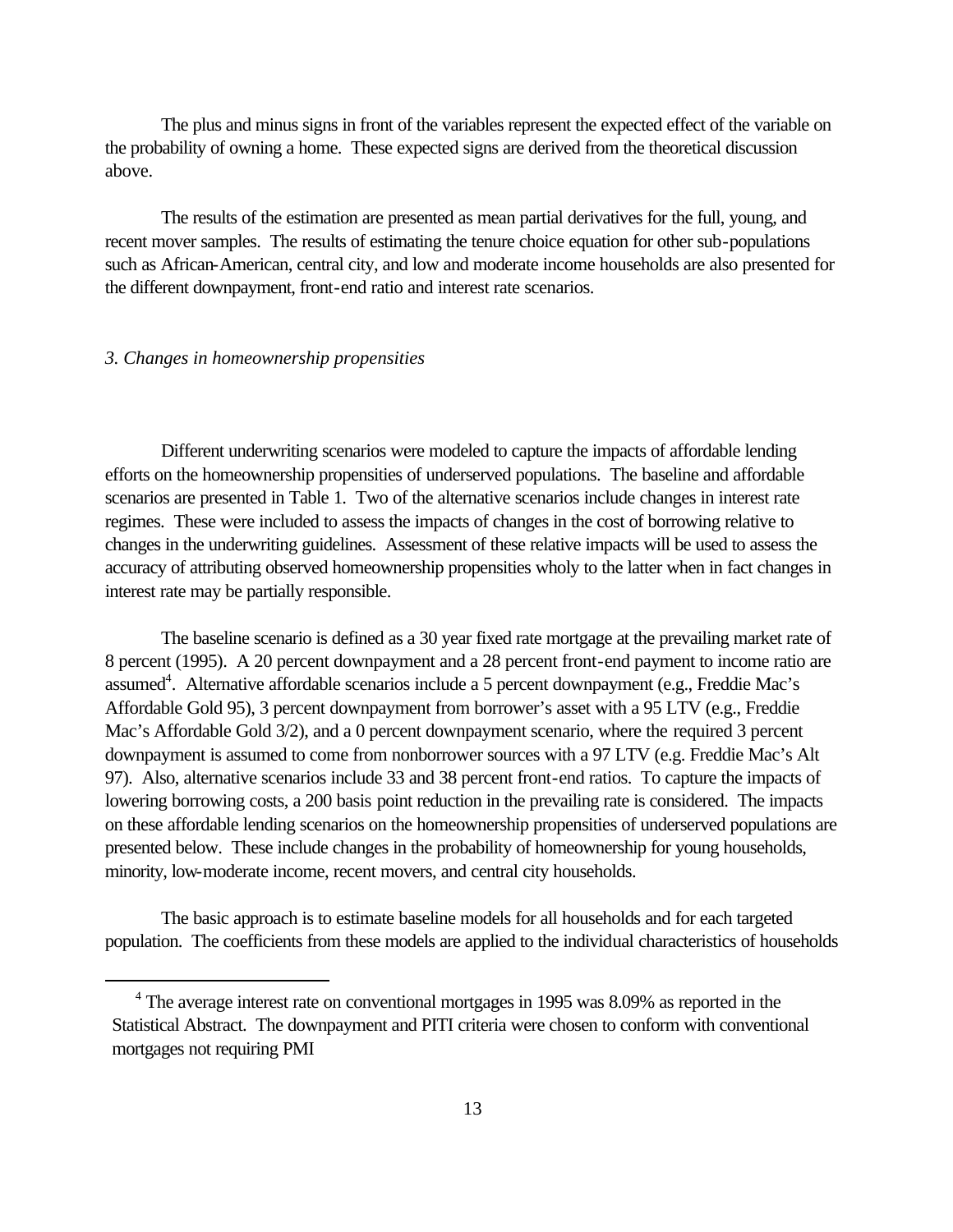The plus and minus signs in front of the variables represent the expected effect of the variable on the probability of owning a home. These expected signs are derived from the theoretical discussion above.

The results of the estimation are presented as mean partial derivatives for the full, young, and recent mover samples. The results of estimating the tenure choice equation for other sub-populations such as African-American, central city, and low and moderate income households are also presented for the different downpayment, front-end ratio and interest rate scenarios.

### *3. Changes in homeownership propensities*

Different underwriting scenarios were modeled to capture the impacts of affordable lending efforts on the homeownership propensities of underserved populations. The baseline and affordable scenarios are presented in Table 1. Two of the alternative scenarios include changes in interest rate regimes. These were included to assess the impacts of changes in the cost of borrowing relative to changes in the underwriting guidelines. Assessment of these relative impacts will be used to assess the accuracy of attributing observed homeownership propensities wholy to the latter when in fact changes in interest rate may be partially responsible.

The baseline scenario is defined as a 30 year fixed rate mortgage at the prevailing market rate of 8 percent (1995). A 20 percent downpayment and a 28 percent front-end payment to income ratio are assumed[4]. Alternative affordable scenarios include a 5 percent downpayment (e.g., Freddie Mac's Affordable Gold 95), 3 percent downpayment from borrower's asset with a 95 LTV (e.g., Freddie Mac's Affordable Gold 3/2), and a 0 percent downpayment scenario, where the required 3 percent downpayment is assumed to come from nonborrower sources with a 97 LTV (e.g. Freddie Mac's Alt 97). Also, alternative scenarios include 33 and 38 percent front-end ratios. To capture the impacts of lowering borrowing costs, a 200 basis point reduction in the prevailing rate is considered. The impacts on these affordable lending scenarios on the homeownership propensities of underserved populations are presented below. These include changes in the probability of homeownership for young households, minority, low-moderate income, recent movers, and central city households.

The basic approach is to estimate baseline models for all households and for each targeted population. The coefficients from these models are applied to the individual characteristics of households

[4] The average interest rate on conventional mortgages in 1995 was 8.09% as reported in the Statistical Abstract. The downpayment and PITI criteria were chosen to conform with conventional mortgages not requiring PMI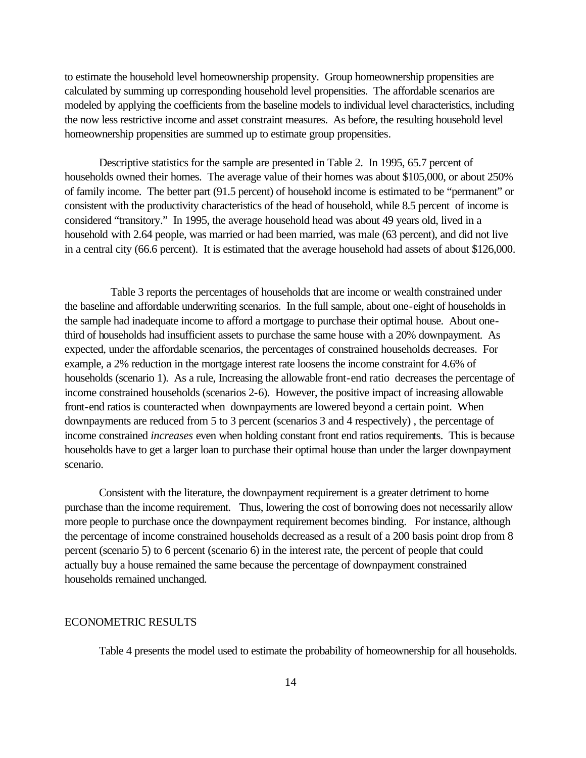to estimate the household level homeownership propensity. Group homeownership propensities are calculated by summing up corresponding household level propensities. The affordable scenarios are modeled by applying the coefficients from the baseline models to individual level characteristics, including the now less restrictive income and asset constraint measures. As before, the resulting household level homeownership propensities are summed up to estimate group propensities.

Descriptive statistics for the sample are presented in Table 2. In 1995, 65.7 percent of households owned their homes. The average value of their homes was about \$105,000, or about 250% of family income. The better part (91.5 percent) of household income is estimated to be "permanent" or consistent with the productivity characteristics of the head of household, while 8.5 percent of income is considered "transitory." In 1995, the average household head was about 49 years old, lived in a household with 2.64 people, was married or had been married, was male (63 percent), and did not live in a central city (66.6 percent). It is estimated that the average household had assets of about \$126,000.

Table 3 reports the percentages of households that are income or wealth constrained under the baseline and affordable underwriting scenarios. In the full sample, about one-eight of households in the sample had inadequate income to afford a mortgage to purchase their optimal house. About one-third of households had insufficient assets to purchase the same house with a 20% downpayment. As expected, under the affordable scenarios, the percentages of constrained households decreases. For example, a 2% reduction in the mortgage interest rate loosens the income constraint for 4.6% of households (scenario 1). As a rule, Increasing the allowable front-end ratio decreases the percentage of income constrained households (scenarios 2-6). However, the positive impact of increasing allowable front-end ratios is counteracted when downpayments are lowered beyond a certain point. When downpayments are reduced from 5 to 3 percent (scenarios 3 and 4 respectively) , the percentage of income constrained *increases* even when holding constant front end ratios requirements. This is because households have to get a larger loan to purchase their optimal house than under the larger downpayment scenario.

Consistent with the literature, the downpayment requirement is a greater detriment to home purchase than the income requirement. Thus, lowering the cost of borrowing does not necessarily allow more people to purchase once the downpayment requirement becomes binding. For instance, although the percentage of income constrained households decreased as a result of a 200 basis point drop from 8 percent (scenario 5) to 6 percent (scenario 6) in the interest rate, the percent of people that could actually buy a house remained the same because the percentage of downpayment constrained households remained unchanged.

## ECONOMETRIC RESULTS

Table 4 presents the model used to estimate the probability of homeownership for all households.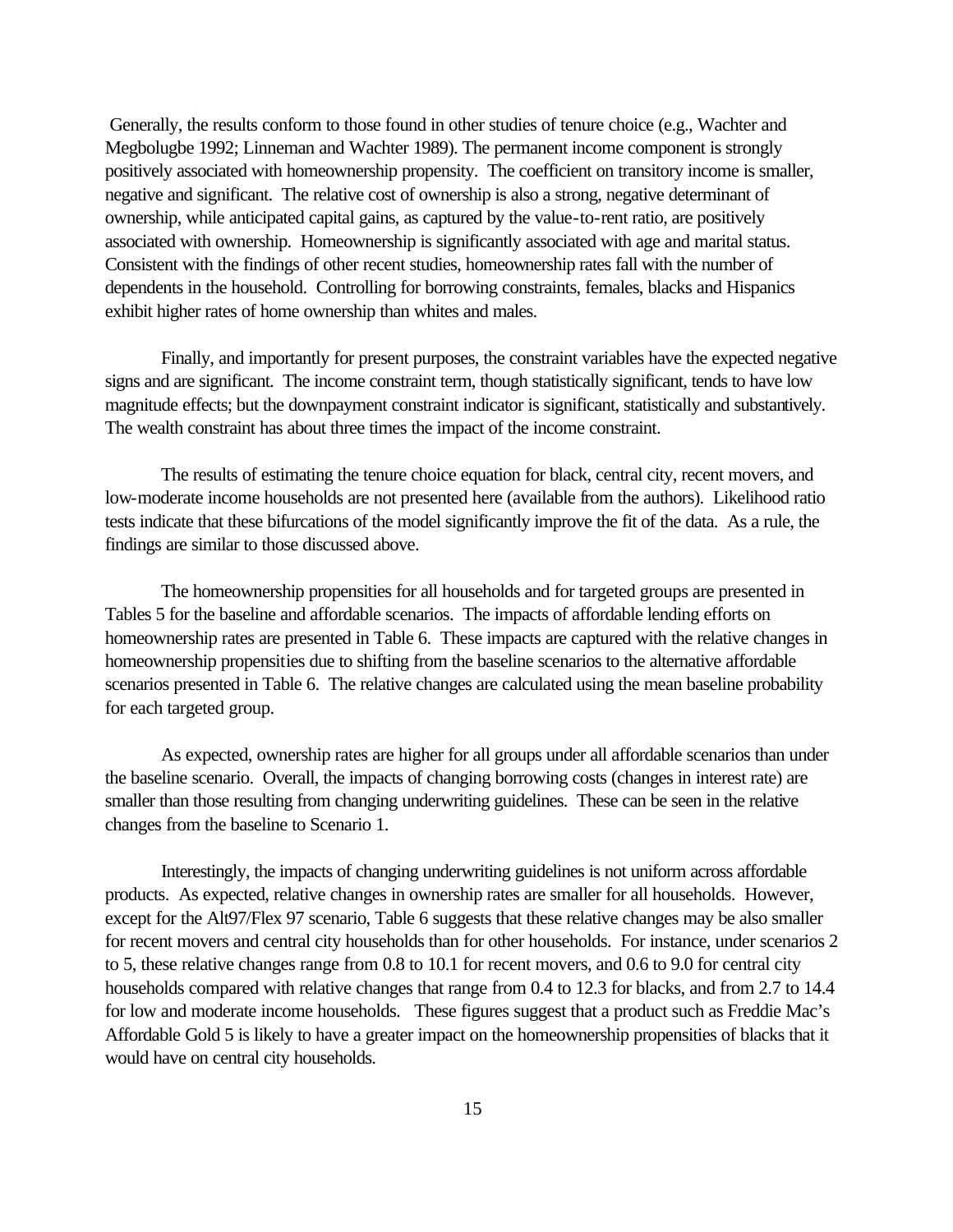Generally, the results conform to those found in other studies of tenure choice (e.g., Wachter and Megbolugbe 1992; Linneman and Wachter 1989). The permanent income component is strongly positively associated with homeownership propensity. The coefficient on transitory income is smaller, negative and significant. The relative cost of ownership is also a strong, negative determinant of ownership, while anticipated capital gains, as captured by the value-to-rent ratio, are positively associated with ownership. Homeownership is significantly associated with age and marital status. Consistent with the findings of other recent studies, homeownership rates fall with the number of dependents in the household. Controlling for borrowing constraints, females, blacks and Hispanics exhibit higher rates of home ownership than whites and males.

Finally, and importantly for present purposes, the constraint variables have the expected negative signs and are significant. The income constraint term, though statistically significant, tends to have low magnitude effects; but the downpayment constraint indicator is significant, statistically and substantively. The wealth constraint has about three times the impact of the income constraint.

The results of estimating the tenure choice equation for black, central city, recent movers, and low-moderate income households are not presented here (available from the authors). Likelihood ratio tests indicate that these bifurcations of the model significantly improve the fit of the data. As a rule, the findings are similar to those discussed above.

The homeownership propensities for all households and for targeted groups are presented in Tables 5 for the baseline and affordable scenarios. The impacts of affordable lending efforts on homeownership rates are presented in Table 6. These impacts are captured with the relative changes in homeownership propensities due to shifting from the baseline scenarios to the alternative affordable scenarios presented in Table 6. The relative changes are calculated using the mean baseline probability for each targeted group.

As expected, ownership rates are higher for all groups under all affordable scenarios than under the baseline scenario. Overall, the impacts of changing borrowing costs (changes in interest rate) are smaller than those resulting from changing underwriting guidelines. These can be seen in the relative changes from the baseline to Scenario 1.

Interestingly, the impacts of changing underwriting guidelines is not uniform across affordable products. As expected, relative changes in ownership rates are smaller for all households. However, except for the Alt97/Flex 97 scenario, Table 6 suggests that these relative changes may be also smaller for recent movers and central city households than for other households. For instance, under scenarios 2 to 5, these relative changes range from 0.8 to 10.1 for recent movers, and 0.6 to 9.0 for central city households compared with relative changes that range from 0.4 to 12.3 for blacks, and from 2.7 to 14.4 for low and moderate income households. These figures suggest that a product such as Freddie Mac's Affordable Gold 5 is likely to have a greater impact on the homeownership propensities of blacks that it would have on central city households.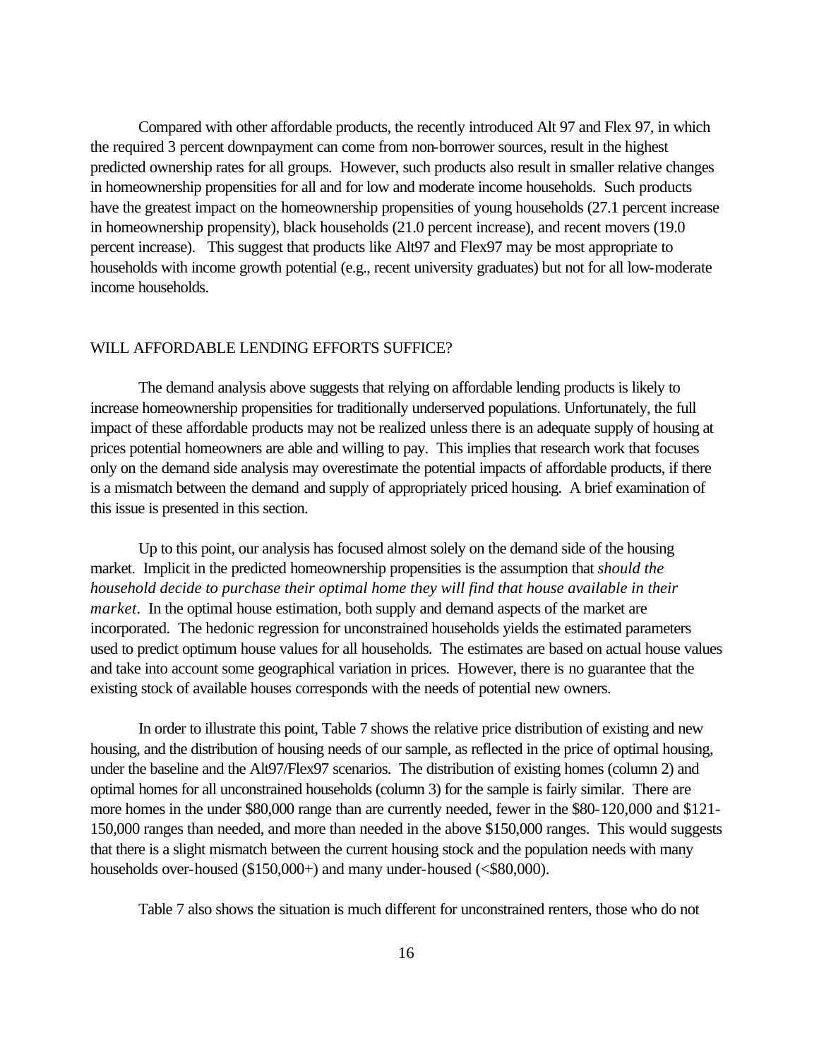Compared with other affordable products, the recently introduced Alt 97 and Flex 97, in which the required 3 percent downpayment can come from non-borrower sources, result in the highest predicted ownership rates for all groups. However, such products also result in smaller relative changes in homeownership propensities for all and for low and moderate income households. Such products have the greatest impact on the homeownership propensities of young households (27.1 percent increase in homeownership propensity), black households (21.0 percent increase), and recent movers (19.0 percent increase). This suggest that products like Alt97 and Flex97 may be most appropriate to households with income growth potential (e.g., recent university graduates) but not for all low-moderate income households.

## WILL AFFORDABLE LENDING EFFORTS SUFFICE?

The demand analysis above suggests that relying on affordable lending products is likely to increase homeownership propensities for traditionally underserved populations. Unfortunately, the full impact of these affordable products may not be realized unless there is an adequate supply of housing at prices potential homeowners are able and willing to pay. This implies that research work that focuses only on the demand side analysis may overestimate the potential impacts of affordable products, if there is a mismatch between the demand and supply of appropriately priced housing. A brief examination of this issue is presented in this section.

Up to this point, our analysis has focused almost solely on the demand side of the housing market. Implicit in the predicted homeownership propensities is the assumption that *should the household decide to purchase their optimal home they will find that house available in their market*. In the optimal house estimation, both supply and demand aspects of the market are incorporated. The hedonic regression for unconstrained households yields the estimated parameters used to predict optimum house values for all households. The estimates are based on actual house values and take into account some geographical variation in prices. However, there is no guarantee that the existing stock of available houses corresponds with the needs of potential new owners.

In order to illustrate this point, Table 7 shows the relative price distribution of existing and new housing, and the distribution of housing needs of our sample, as reflected in the price of optimal housing, under the baseline and the Alt97/Flex97 scenarios. The distribution of existing homes (column 2) and optimal homes for all unconstrained households (column 3) for the sample is fairly similar. There are more homes in the under $80,000 range than are currently needed, fewer in the $80-120,000 and $121-150,000 ranges than needed, and more than needed in the above $150,000 ranges. This would suggest that there is a slight mismatch between the current housing stock and the population needs with many households over-housed ($150,000+) and many under-housed (<$80,000).

Table 7 also shows the situation is much different for unconstrained renters, those who do not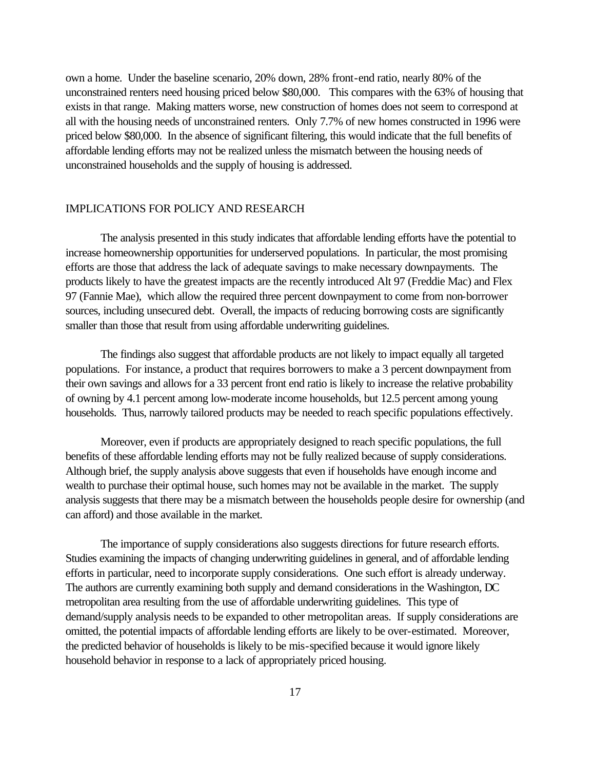own a home. Under the baseline scenario, 20% down, 28% front-end ratio, nearly 80% of the unconstrained renters need housing priced below $80,000. This compares with the 63% of housing that exists in that range. Making matters worse, new construction of homes does not seem to correspond at all with the housing needs of unconstrained renters. Only 7.7% of new homes constructed in 1996 were priced below $80,000. In the absence of significant filtering, this would indicate that the full benefits of affordable lending efforts may not be realized unless the mismatch between the housing needs of unconstrained households and the supply of housing is addressed.

## IMPLICATIONS FOR POLICY AND RESEARCH

The analysis presented in this study indicates that affordable lending efforts have the potential to increase homeownership opportunities for underserved populations. In particular, the most promising efforts are those that address the lack of adequate savings to make necessary downpayments. The products likely to have the greatest impacts are the recently introduced Alt 97 (Freddie Mac) and Flex 97 (Fannie Mae), which allow the required three percent downpayment to come from non-borrower sources, including unsecured debt. Overall, the impacts of reducing borrowing costs are significantly smaller than those that result from using affordable underwriting guidelines.

The findings also suggest that affordable products are not likely to impact equally all targeted populations. For instance, a product that requires borrowers to make a 3 percent downpayment from their own savings and allows for a 33 percent front end ratio is likely to increase the relative probability of owning by 4.1 percent among low-moderate income households, but 12.5 percent among young households. Thus, narrowly tailored products may be needed to reach specific populations effectively.

Moreover, even if products are appropriately designed to reach specific populations, the full benefits of these affordable lending efforts may not be fully realized because of supply considerations. Although brief, the supply analysis above suggests that even if households have enough income and wealth to purchase their optimal house, such homes may not be available in the market. The supply analysis suggests that there may be a mismatch between the households people desire for ownership (and can afford) and those available in the market.

The importance of supply considerations also suggests directions for future research efforts. Studies examining the impacts of changing underwriting guidelines in general, and of affordable lending efforts in particular, need to incorporate supply considerations. One such effort is already underway. The authors are currently examining both supply and demand considerations in the Washington, DC metropolitan area resulting from the use of affordable underwriting guidelines. This type of demand/supply analysis needs to be expanded to other metropolitan areas. If supply considerations are omitted, the potential impacts of affordable lending efforts are likely to be over-estimated. Moreover, the predicted behavior of households is likely to be mis-specified because it would ignore likely household behavior in response to a lack of appropriately priced housing.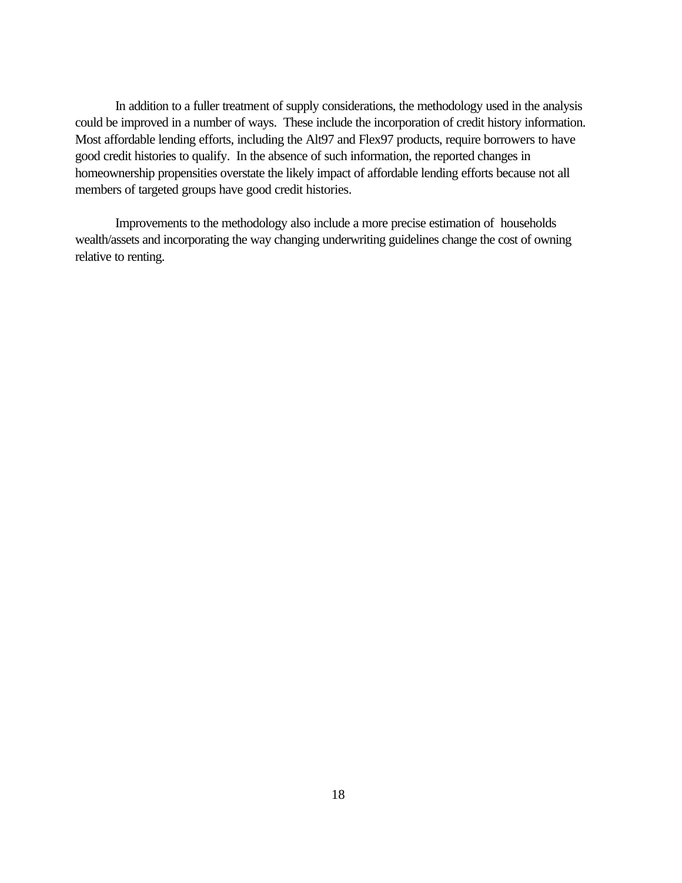In addition to a fuller treatment of supply considerations, the methodology used in the analysis could be improved in a number of ways. These include the incorporation of credit history information. Most affordable lending efforts, including the Alt97 and Flex97 products, require borrowers to have good credit histories to qualify. In the absence of such information, the reported changes in homeownership propensities overstate the likely impact of affordable lending efforts because not all members of targeted groups have good credit histories.

Improvements to the methodology also include a more precise estimation of households wealth/assets and incorporating the way changing underwriting guidelines change the cost of owning relative to renting.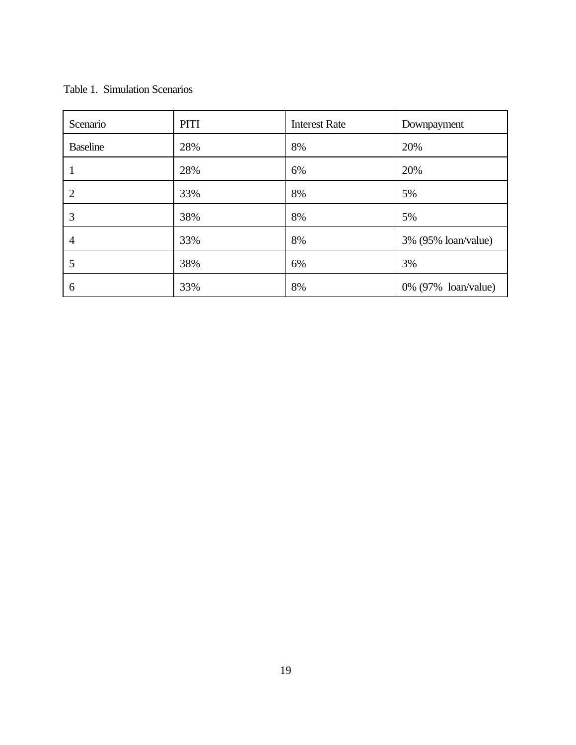Table 1. Simulation Scenarios

| Scenario | PITI | Interest Rate | Downpayment |
|---|---|---|---|
| Baseline | 28% | 8% | 20% |
| 1 | 28% | 6% | 20% |
| 2 | 33% | 8% | 5% |
| 3 | 38% | 8% | 5% |
| 4 | 33% | 8% | 3% (95% loan/value) |
| 5 | 38% | 6% | 3% |
| 6 | 33% | 8% | 0% (97% loan/value) |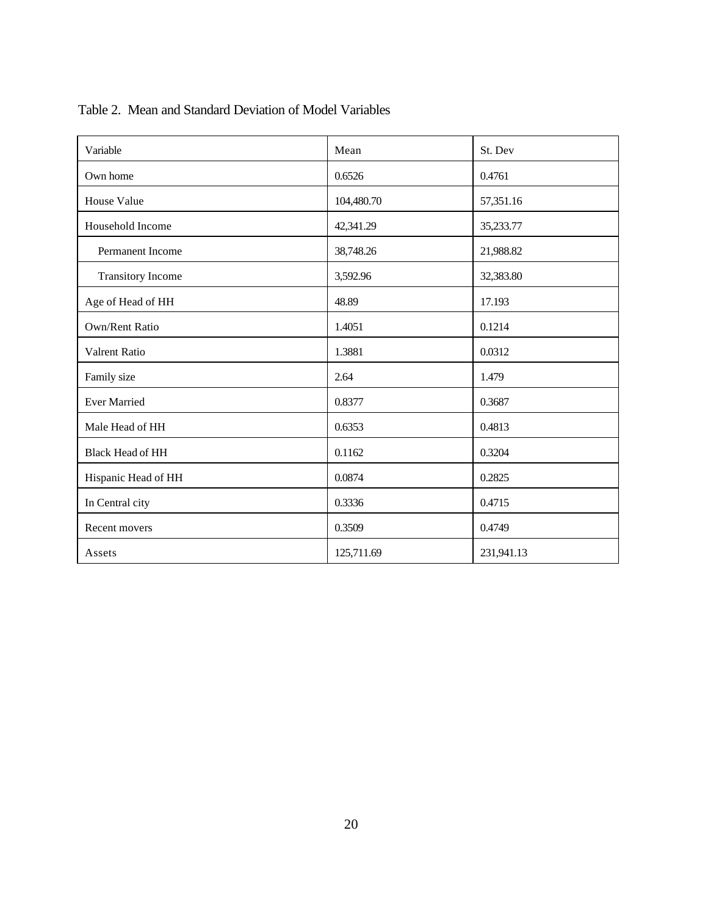Table 2. Mean and Standard Deviation of Model Variables

| Variable | Mean | St. Dev |
|---|---|---|
| Own home | 0.6526 | 0.4761 |
| House Value | 104,480.70 | 57,351.16 |
| Household Income | 42,341.29 | 35,233.77 |
| Permanent Income | 38,748.26 | 21,988.82 |
| Transitory Income | 3,592.96 | 32,383.80 |
| Age of Head of HH | 48.89 | 17.193 |
| Own/Rent Ratio | 1.4051 | 0.1214 |
| Valrent Ratio | 1.3881 | 0.0312 |
| Family size | 2.64 | 1.479 |
| Ever Married | 0.8377 | 0.3687 |
| Male Head of HH | 0.6353 | 0.4813 |
| Black Head of HH | 0.1162 | 0.3204 |
| Hispanic Head of HH | 0.0874 | 0.2825 |
| In Central city | 0.3336 | 0.4715 |
| Recent movers | 0.3509 | 0.4749 |
| Assets | 125,711.69 | 231,941.13 |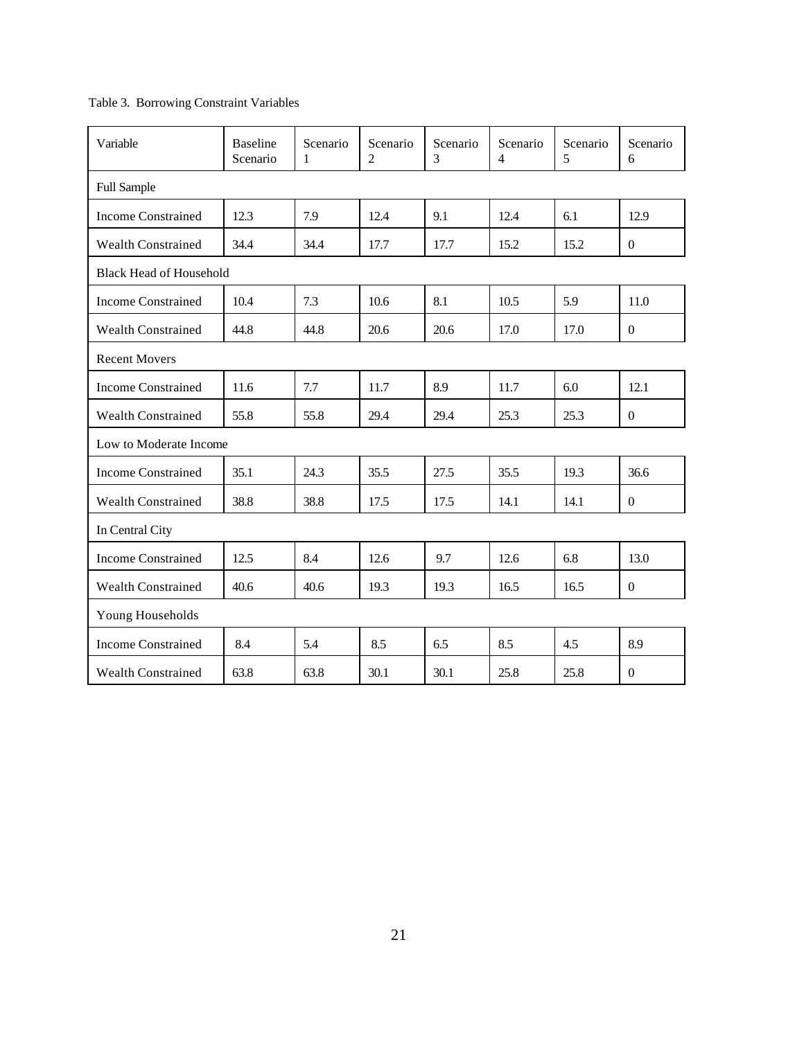Table 3. Borrowing Constraint Variables

| Variable | Baseline Scenario | Scenario 1 | Scenario 2 | Scenario 3 | Scenario 4 | Scenario 5 | Scenario 6 |
|---|---|---|---|---|---|---|---|
| Full Sample | | | | | | | |
| Income Constrained | 12.3 | 7.9 | 12.4 | 9.1 | 12.4 | 6.1 | 12.9 |
| Wealth Constrained | 34.4 | 34.4 | 17.7 | 17.7 | 15.2 | 15.2 | 0 |
| Black Head of Household | | | | | | | |
| Income Constrained | 10.4 | 7.3 | 10.6 | 8.1 | 10.5 | 5.9 | 11.0 |
| Wealth Constrained | 44.8 | 44.8 | 20.6 | 20.6 | 17.0 | 17.0 | 0 |
| Recent Movers | | | | | | | |
| Income Constrained | 11.6 | 7.7 | 11.7 | 8.9 | 11.7 | 6.0 | 12.1 |
| Wealth Constrained | 55.8 | 55.8 | 29.4 | 29.4 | 25.3 | 25.3 | 0 |
| Low to Moderate Income | | | | | | | |
| Income Constrained | 35.1 | 24.3 | 35.5 | 27.5 | 35.5 | 19.3 | 36.6 |
| Wealth Constrained | 38.8 | 38.8 | 17.5 | 17.5 | 14.1 | 14.1 | 0 |
| In Central City | | | | | | | |
| Income Constrained | 12.5 | 8.4 | 12.6 | 9.7 | 12.6 | 6.8 | 13.0 |
| Wealth Constrained | 40.6 | 40.6 | 19.3 | 19.3 | 16.5 | 16.5 | 0 |
| Young Households | | | | | | | |
| Income Constrained | 8.4 | 5.4 | 8.5 | 6.5 | 8.5 | 4.5 | 8.9 |
| Wealth Constrained | 63.8 | 63.8 | 30.1 | 30.1 | 25.8 | 25.8 | 0 |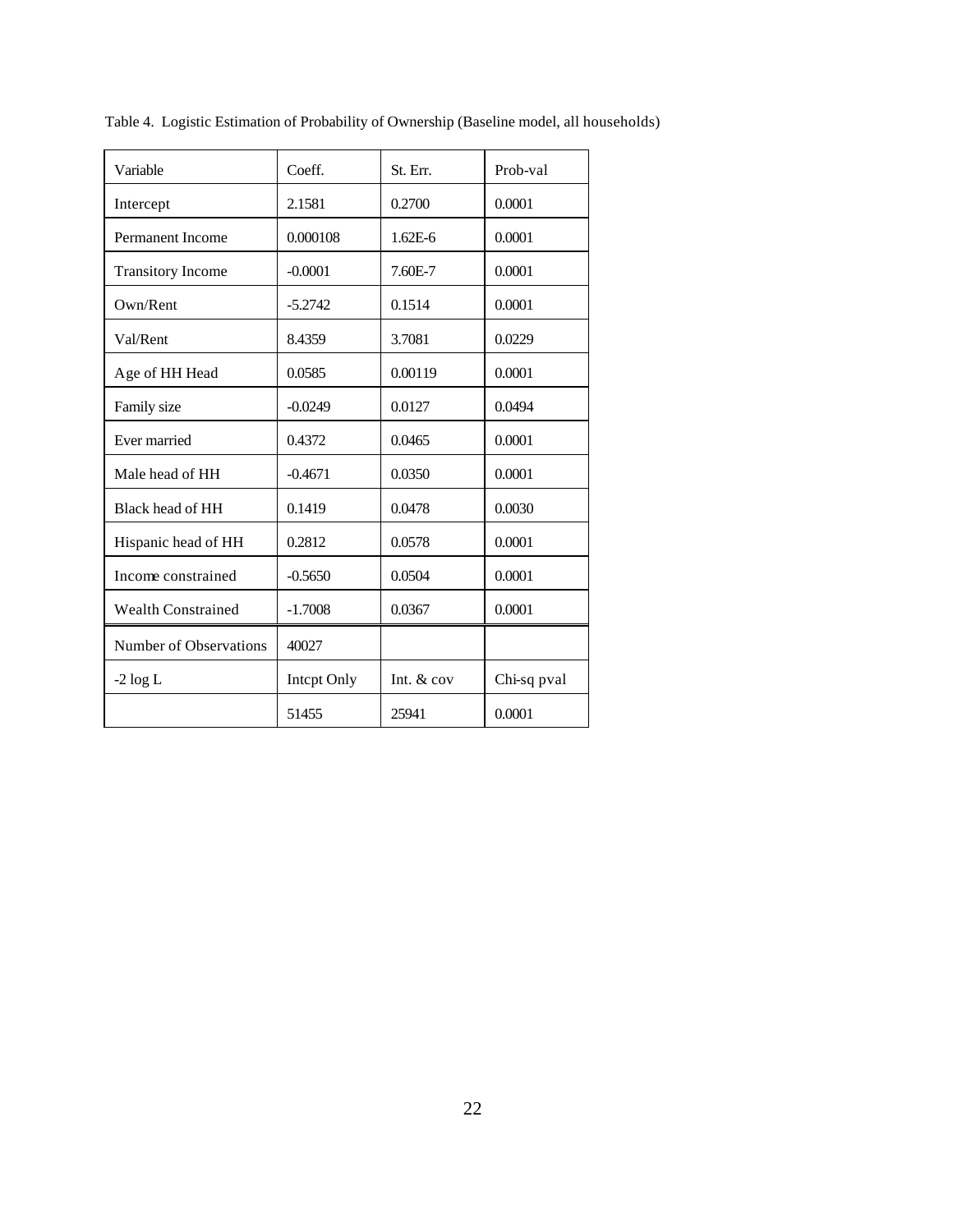Table 4. Logistic Estimation of Probability of Ownership (Baseline model, all households)

| Variable | Coeff. | St. Err. | Prob-val |
|---|---|---|---|
| Intercept | 2.1581 | 0.2700 | 0.0001 |
| Permanent Income | 0.000108 | 1.62E-6 | 0.0001 |
| Transitory Income | -0.0001 | 7.60E-7 | 0.0001 |
| Own/Rent | -5.2742 | 0.1514 | 0.0001 |
| Val/Rent | 8.4359 | 3.7081 | 0.0229 |
| Age of HH Head | 0.0585 | 0.00119 | 0.0001 |
| Family size | -0.0249 | 0.0127 | 0.0494 |
| Ever married | 0.4372 | 0.0465 | 0.0001 |
| Male head of HH | -0.4671 | 0.0350 | 0.0001 |
| Black head of HH | 0.1419 | 0.0478 | 0.0030 |
| Hispanic head of HH | 0.2812 | 0.0578 | 0.0001 |
| Income constrained | -0.5650 | 0.0504 | 0.0001 |
| Wealth Constrained | -1.7008 | 0.0367 | 0.0001 |
| Number of Observations | 40027 | | |
| -2 log L | Intcpt Only | Int. & cov | Chi-sq pval |
| | 51455 | 25941 | 0.0001 |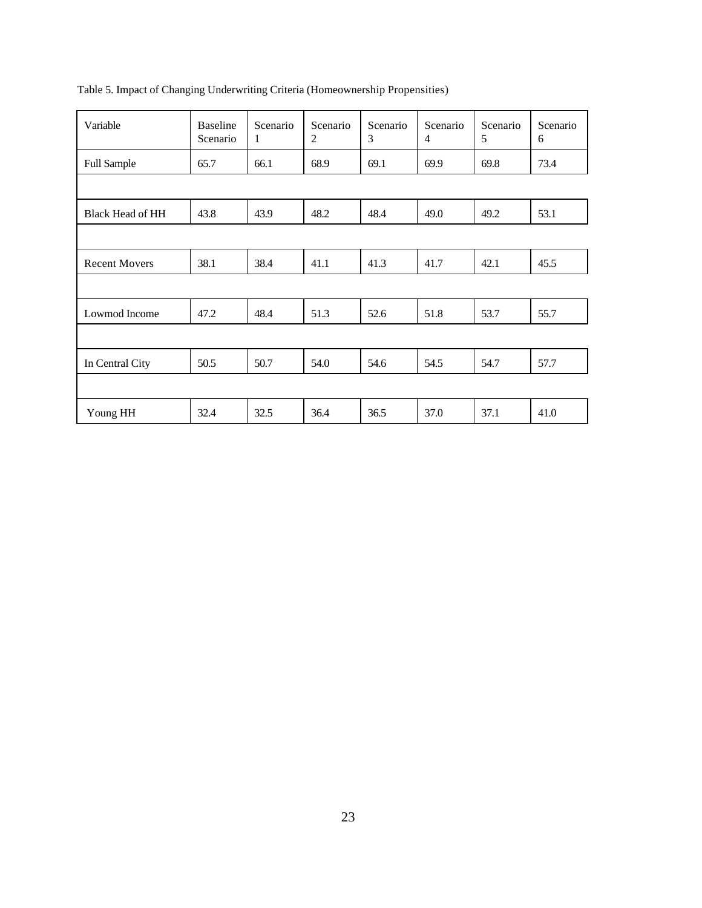Table 5. Impact of Changing Underwriting Criteria (Homeownership Propensities)

| Variable | Baseline Scenario | Scenario 1 | Scenario 2 | Scenario 3 | Scenario 4 | Scenario 5 | Scenario 6 |
|---|---|---|---|---|---|---|---|
| Full Sample | 65.7 | 66.1 | 68.9 | 69.1 | 69.9 | 69.8 | 73.4 |
| | | | | | | | |
| Black Head of HH | 43.8 | 43.9 | 48.2 | 48.4 | 49.0 | 49.2 | 53.1 |
| | | | | | | | |
| Recent Movers | 38.1 | 38.4 | 41.1 | 41.3 | 41.7 | 42.1 | 45.5 |
| | | | | | | | |
| Lowmod Income | 47.2 | 48.4 | 51.3 | 52.6 | 51.8 | 53.7 | 55.7 |
| | | | | | | | |
| In Central City | 50.5 | 50.7 | 54.0 | 54.6 | 54.5 | 54.7 | 57.7 |
| | | | | | | | |
| Young HH | 32.4 | 32.5 | 36.4 | 36.5 | 37.0 | 37.1 | 41.0 |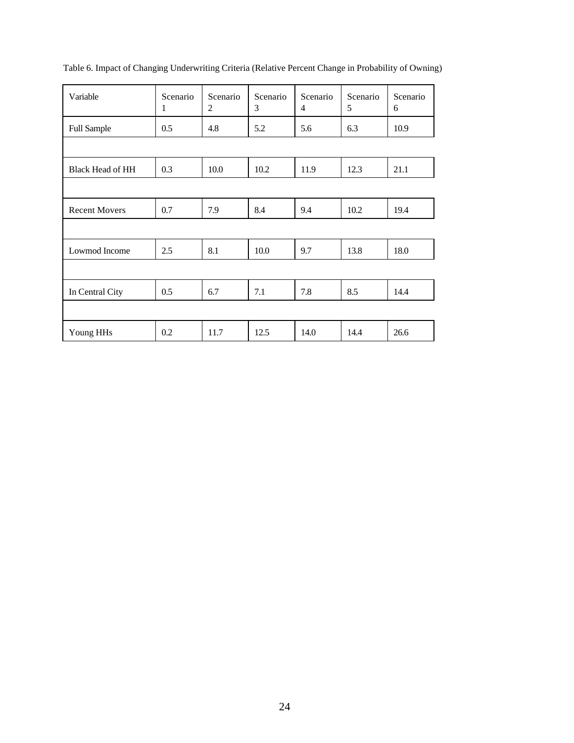Table 6. Impact of Changing Underwriting Criteria (Relative Percent Change in Probability of Owning)

| Variable | Scenario 1 | Scenario 2 | Scenario 3 | Scenario 4 | Scenario 5 | Scenario 6 |
|---|---|---|---|---|---|---|
| Full Sample | 0.5 | 4.8 | 5.2 | 5.6 | 6.3 | 10.9 |
| Black Head of HH | 0.3 | 10.0 | 10.2 | 11.9 | 12.3 | 21.1 |
| Recent Movers | 0.7 | 7.9 | 8.4 | 9.4 | 10.2 | 19.4 |
| Lowmod Income | 2.5 | 8.1 | 10.0 | 9.7 | 13.8 | 18.0 |
| In Central City | 0.5 | 6.7 | 7.1 | 7.8 | 8.5 | 14.4 |
| Young HHs | 0.2 | 11.7 | 12.5 | 14.0 | 14.4 | 26.6 |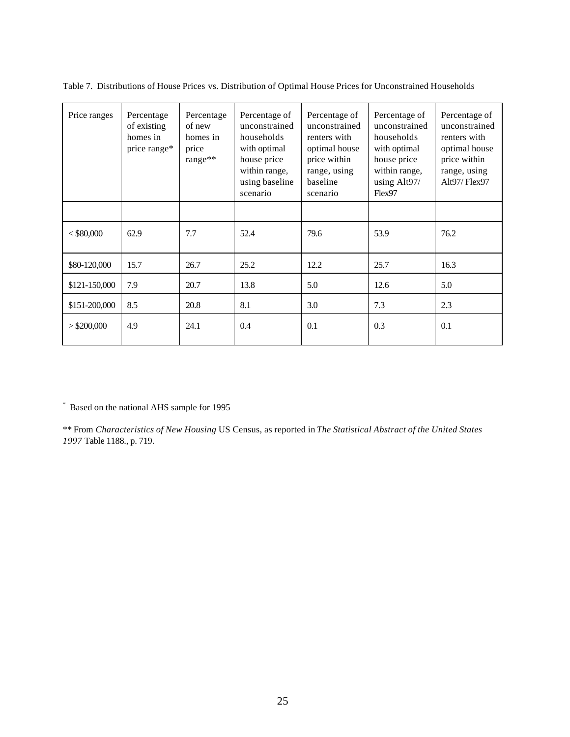Table 7. Distributions of House Prices vs. Distribution of Optimal House Prices for Unconstrained Households

| Price ranges | Percentage of existing homes in price range* | Percentage of new homes in price range** | Percentage of unconstrained households with optimal house price within range, using baseline scenario | Percentage of unconstrained renters with optimal house price within range, using baseline scenario | Percentage of unconstrained households with optimal house price within range, using Alt97/ Flex97 | Percentage of unconstrained renters with optimal house price within range, using Alt97/ Flex97 |
|---|---|---|---|---|---|---|
| | | | | | | |
| < $80,000 | 62.9 | 7.7 | 52.4 | 79.6 | 53.9 | 76.2 |
| $80-120,000 | 15.7 | 26.7 | 25.2 | 12.2 | 25.7 | 16.3 |
| $121-150,000 | 7.9 | 20.7 | 13.8 | 5.0 | 12.6 | 5.0 |
| $151-200,000 | 8.5 | 20.8 | 8.1 | 3.0 | 7.3 | 2.3 |
| > $200,000 | 4.9 | 24.1 | 0.4 | 0.1 | 0.3 | 0.1 |

* Based on the national AHS sample for 1995

** From *Characteristics of New Housing* US Census, as reported in *The Statistical Abstract of the United States 1997* Table 1188., p. 719.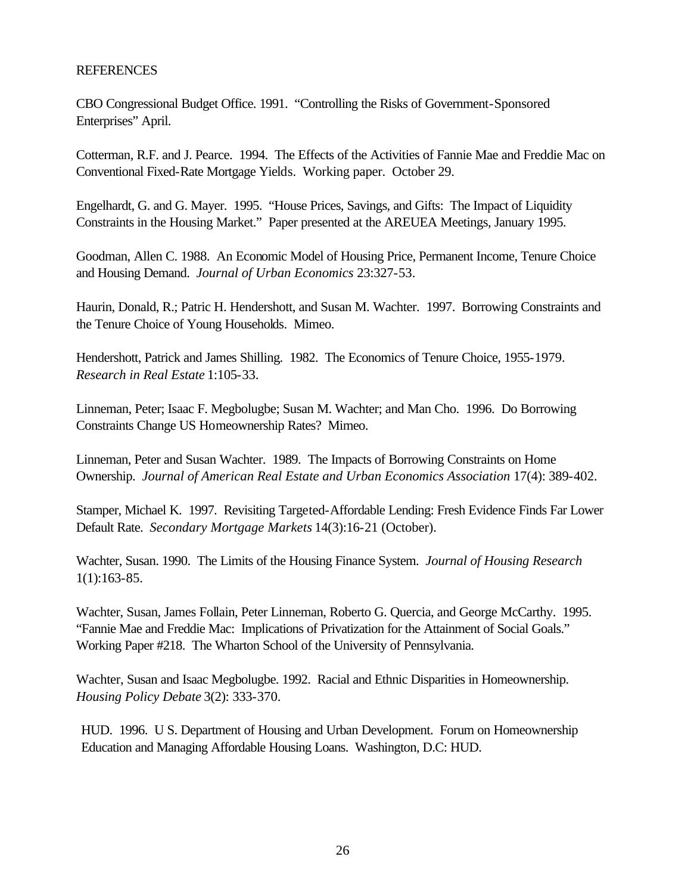REFERENCES

CBO Congressional Budget Office. 1991. "Controlling the Risks of Government-Sponsored Enterprises" April.

Cotterman, R.F. and J. Pearce. 1994. The Effects of the Activities of Fannie Mae and Freddie Mac on Conventional Fixed-Rate Mortgage Yields. Working paper. October 29.

Engelhardt, G. and G. Mayer. 1995. "House Prices, Savings, and Gifts: The Impact of Liquidity Constraints in the Housing Market." Paper presented at the AREUEA Meetings, January 1995.

Goodman, Allen C. 1988. An Economic Model of Housing Price, Permanent Income, Tenure Choice and Housing Demand. *Journal of Urban Economics* 23:327-53.

Haurin, Donald, R.; Patric H. Hendershott, and Susan M. Wachter. 1997. Borrowing Constraints and the Tenure Choice of Young Households. Mimeo.

Hendershott, Patrick and James Shilling. 1982. The Economics of Tenure Choice, 1955-1979. *Research in Real Estate* 1:105-33.

Linneman, Peter; Isaac F. Megbolugbe; Susan M. Wachter; and Man Cho. 1996. Do Borrowing Constraints Change US Homeownership Rates? Mimeo.

Linneman, Peter and Susan Wachter. 1989. The Impacts of Borrowing Constraints on Home Ownership. *Journal of American Real Estate and Urban Economics Association* 17(4): 389-402.

Stamper, Michael K. 1997. Revisiting Targeted-Affordable Lending: Fresh Evidence Finds Far Lower Default Rate. *Secondary Mortgage Markets* 14(3):16-21 (October).

Wachter, Susan. 1990. The Limits of the Housing Finance System. *Journal of Housing Research* 1(1):163-85.

Wachter, Susan, James Follain, Peter Linneman, Roberto G. Quercia, and George McCarthy. 1995. "Fannie Mae and Freddie Mac: Implications of Privatization for the Attainment of Social Goals." Working Paper #218. The Wharton School of the University of Pennsylvania.

Wachter, Susan and Isaac Megbolugbe. 1992. Racial and Ethnic Disparities in Homeownership. *Housing Policy Debate* 3(2): 333-370.

HUD. 1996. U S. Department of Housing and Urban Development. Forum on Homeownership Education and Managing Affordable Housing Loans. Washington, D.C: HUD.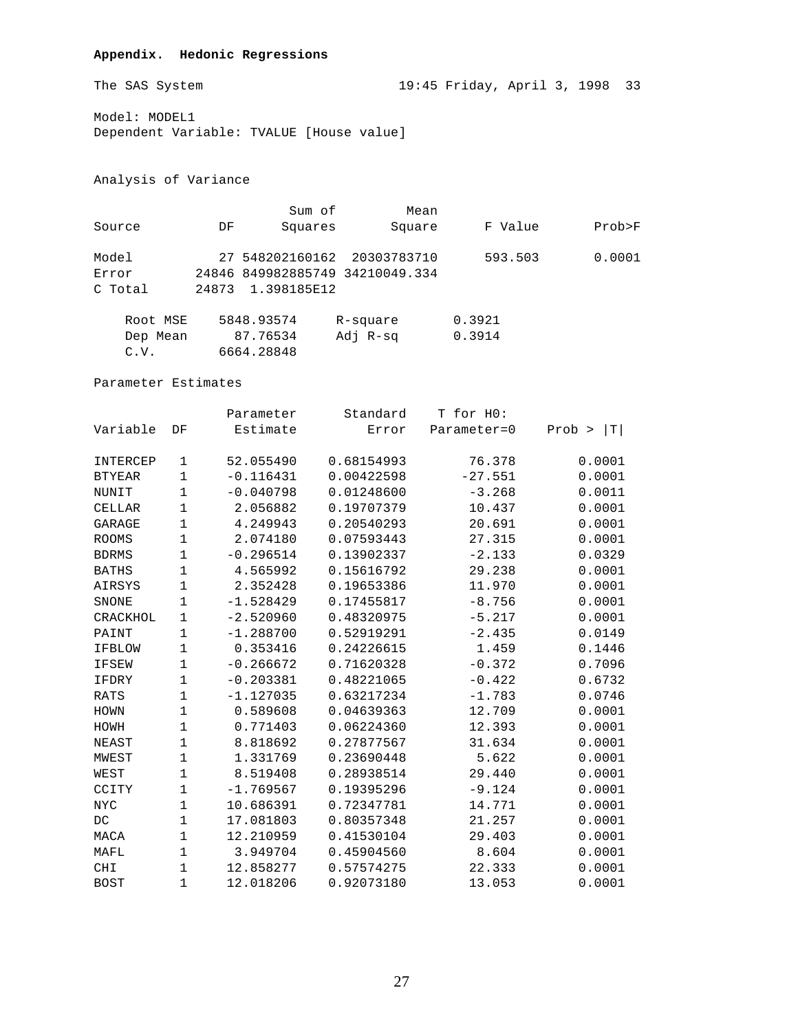**Appendix. Hedonic Regressions**

The SAS System 19:45 Friday, April 3, 1998 33

Model: MODEL1
Dependent Variable: TVALUE [House value]

Analysis of Variance

| Source | DF | Sum of Squares | Mean Square | F Value | Prob>F |
|---|---|---|---|---|---|
| Model | 27 | 548202160162 | 20303783710 | 593.503 | 0.0001 |
| Error | 24846 | 849982885749 | 34210049.334 | | |
| C Total | 24873 | 1.398185E12 | | | |

| | | | |
|---|---|---|---|
| Root MSE | 5848.93574 | R-square | 0.3921 |
| Dep Mean | 87.76534 | Adj R-sq | 0.3914 |
| C.V. | 6664.28848 | | |

Parameter Estimates

| Variable | DF | Parameter Estimate | Standard Error | T for H0: Parameter=0 | Prob > \|T\| |
|---|---|---|---|---|---|
| INTERCEP | 1 | 52.055490 | 0.68154993 | 76.378 | 0.0001 |
| BTYEAR | 1 | -0.116431 | 0.00422598 | -27.551 | 0.0001 |
| NUNIT | 1 | -0.040798 | 0.01248600 | -3.268 | 0.0011 |
| CELLAR | 1 | 2.056882 | 0.19707379 | 10.437 | 0.0001 |
| GARAGE | 1 | 4.249943 | 0.20540293 | 20.691 | 0.0001 |
| ROOMS | 1 | 2.074180 | 0.07593443 | 27.315 | 0.0001 |
| BDRMS | 1 | -0.296514 | 0.13902337 | -2.133 | 0.0329 |
| BATHS | 1 | 4.565992 | 0.15616792 | 29.238 | 0.0001 |
| AIRSYS | 1 | 2.352428 | 0.19653386 | 11.970 | 0.0001 |
| SNONE | 1 | -1.528429 | 0.17455817 | -8.756 | 0.0001 |
| CRACKHOL | 1 | -2.520960 | 0.48320975 | -5.217 | 0.0001 |
| PAINT | 1 | -1.288700 | 0.52919291 | -2.435 | 0.0149 |
| IFBLOW | 1 | 0.353416 | 0.24226615 | 1.459 | 0.1446 |
| IFSEW | 1 | -0.266672 | 0.71620328 | -0.372 | 0.7096 |
| IFDRY | 1 | -0.203381 | 0.48221065 | -0.422 | 0.6732 |
| RATS | 1 | -1.127035 | 0.63217234 | -1.783 | 0.0746 |
| HOWN | 1 | 0.589608 | 0.04639363 | 12.709 | 0.0001 |
| HOWH | 1 | 0.771403 | 0.06224360 | 12.393 | 0.0001 |
| NEAST | 1 | 8.818692 | 0.27877567 | 31.634 | 0.0001 |
| MWEST | 1 | 1.331769 | 0.23690448 | 5.622 | 0.0001 |
| WEST | 1 | 8.519408 | 0.28938514 | 29.440 | 0.0001 |
| CCITY | 1 | -1.769567 | 0.19395296 | -9.124 | 0.0001 |
| NYC | 1 | 10.686391 | 0.72347781 | 14.771 | 0.0001 |
| DC | 1 | 17.081803 | 0.80357348 | 21.257 | 0.0001 |
| MACA | 1 | 12.210959 | 0.41530104 | 29.403 | 0.0001 |
| MAFL | 1 | 3.949704 | 0.45904560 | 8.604 | 0.0001 |
| CHI | 1 | 12.858277 | 0.57574275 | 22.333 | 0.0001 |
| BOST | 1 | 12.018206 | 0.92073180 | 13.053 | 0.0001 |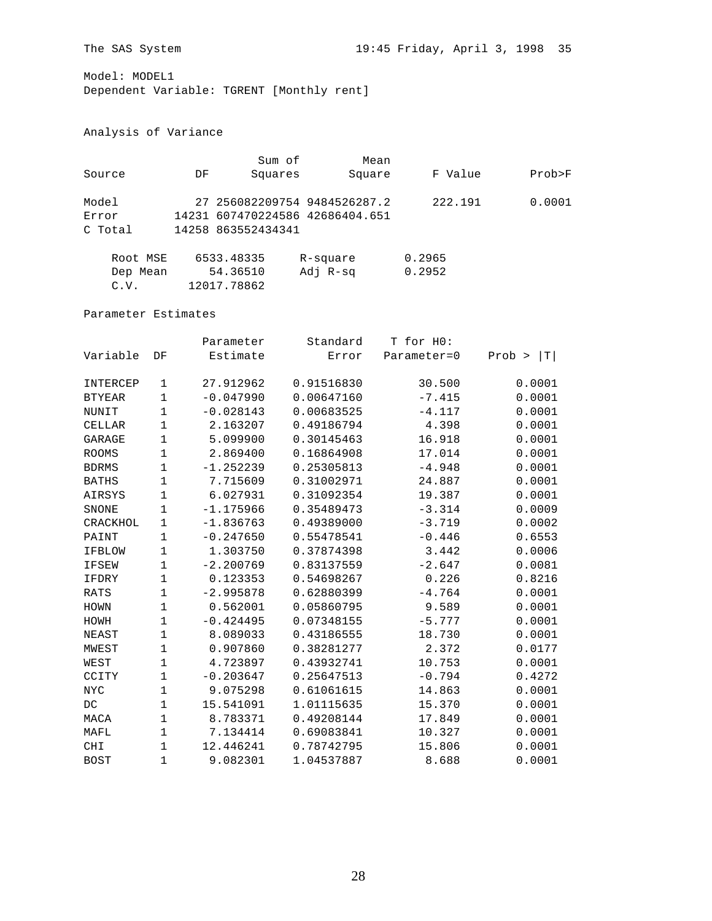The SAS System 19:45 Friday, April 3, 1998 35

Model: MODEL1
Dependent Variable: TGRENT [Monthly rent]

Analysis of Variance

| Source | DF | Sum of Squares | Mean Square | F Value | Prob>F |
|---|---|---|---|---|---|
| Model | 27 | 256082209754 | 9484526287.2 | 222.191 | 0.0001 |
| Error | 14231 | 607470224586 | 42686404.651 | | |
| C Total | 14258 | 863552434341 | | | |

| | | | |
|---|---|---|---|
| Root MSE | 6533.48335 | R-square | 0.2965 |
| Dep Mean | 54.36510 | Adj R-sq | 0.2952 |
| C.V. | 12017.78862 | | |

Parameter Estimates

| Variable | DF | Parameter Estimate | Standard Error | T for H0: Parameter=0 | Prob > \|T\| |
|---|---|---|---|---|---|
| INTERCEP | 1 | 27.912962 | 0.91516830 | 30.500 | 0.0001 |
| BTYEAR | 1 | -0.047990 | 0.00647160 | -7.415 | 0.0001 |
| NUNIT | 1 | -0.028143 | 0.00683525 | -4.117 | 0.0001 |
| CELLAR | 1 | 2.163207 | 0.49186794 | 4.398 | 0.0001 |
| GARAGE | 1 | 5.099900 | 0.30145463 | 16.918 | 0.0001 |
| ROOMS | 1 | 2.869400 | 0.16864908 | 17.014 | 0.0001 |
| BDRMS | 1 | -1.252239 | 0.25305813 | -4.948 | 0.0001 |
| BATHS | 1 | 7.715609 | 0.31002971 | 24.887 | 0.0001 |
| AIRSYS | 1 | 6.027931 | 0.31092354 | 19.387 | 0.0001 |
| SNONE | 1 | -1.175966 | 0.35489473 | -3.314 | 0.0009 |
| CRACKHOL | 1 | -1.836763 | 0.49389000 | -3.719 | 0.0002 |
| PAINT | 1 | -0.247650 | 0.55478541 | -0.446 | 0.6553 |
| IFBLOW | 1 | 1.303750 | 0.37874398 | 3.442 | 0.0006 |
| IFSEW | 1 | -2.200769 | 0.83137559 | -2.647 | 0.0081 |
| IFDRY | 1 | 0.123353 | 0.54698267 | 0.226 | 0.8216 |
| RATS | 1 | -2.995878 | 0.62880399 | -4.764 | 0.0001 |
| HOWN | 1 | 0.562001 | 0.05860795 | 9.589 | 0.0001 |
| HOWH | 1 | -0.424495 | 0.07348155 | -5.777 | 0.0001 |
| NEAST | 1 | 8.089033 | 0.43186555 | 18.730 | 0.0001 |
| MWEST | 1 | 0.907860 | 0.38281277 | 2.372 | 0.0177 |
| WEST | 1 | 4.723897 | 0.43932741 | 10.753 | 0.0001 |
| CCITY | 1 | -0.203647 | 0.25647513 | -0.794 | 0.4272 |
| NYC | 1 | 9.075298 | 0.61061615 | 14.863 | 0.0001 |
| DC | 1 | 15.541091 | 1.01115635 | 15.370 | 0.0001 |
| MACA | 1 | 8.783371 | 0.49208144 | 17.849 | 0.0001 |
| MAFL | 1 | 7.134414 | 0.69083841 | 10.327 | 0.0001 |
| CHI | 1 | 12.446241 | 0.78742795 | 15.806 | 0.0001 |
| BOST | 1 | 9.082301 | 1.04537887 | 8.688 | 0.0001 |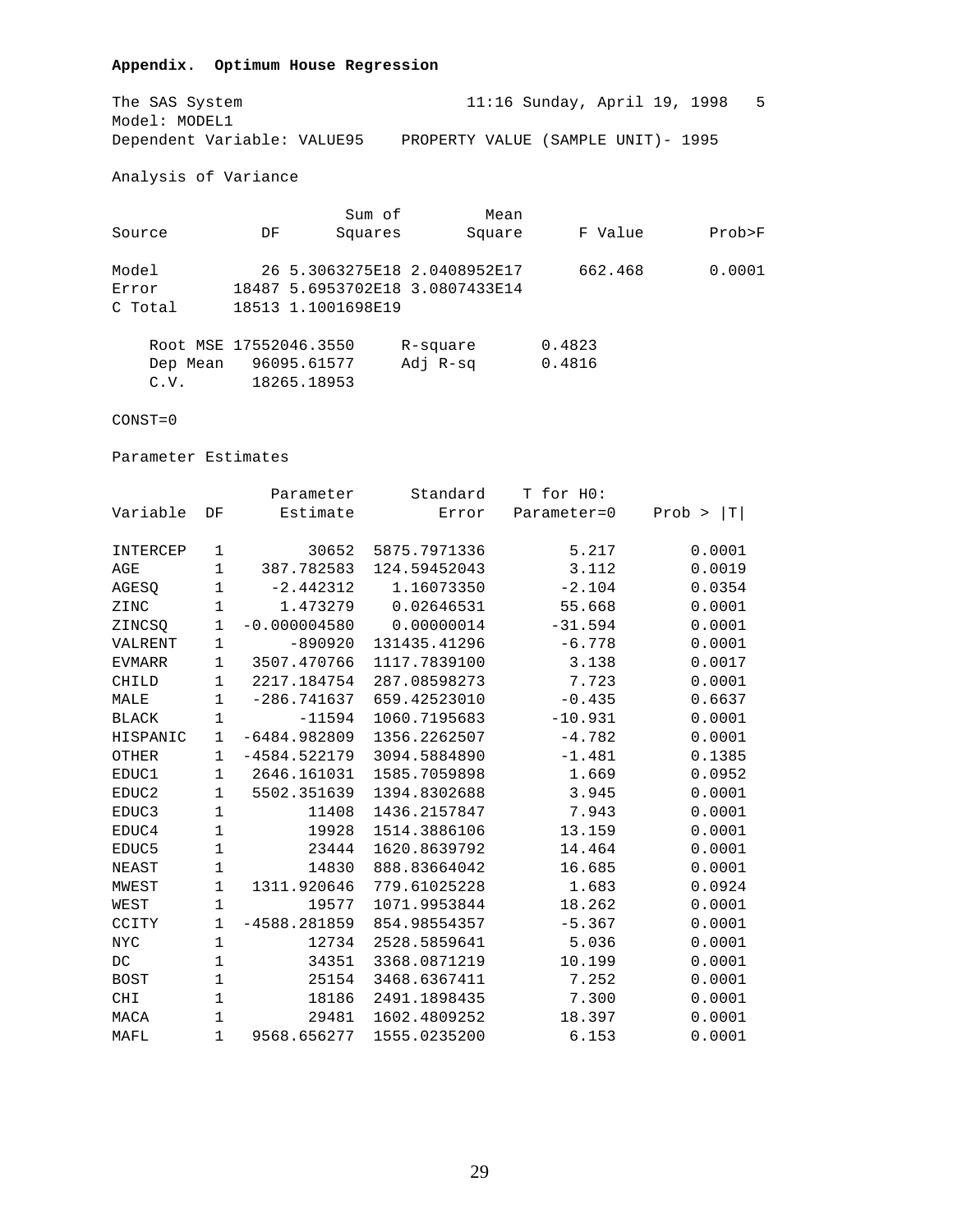**Appendix. Optimum House Regression**

The SAS System 11:16 Sunday, April 19, 1998 5

Model: MODEL1

Dependent Variable: VALUE95 PROPERTY VALUE (SAMPLE UNIT)- 1995

Analysis of Variance

| Source | DF | Sum of Squares | Mean Square | F Value | Prob>F |
|---|---|---|---|---|---|
| Model | 26 | 5.3063275E18 | 2.0408952E17 | 662.468 | 0.0001 |
| Error | 18487 | 5.6953702E18 | 3.0807433E14 | | |
| C Total | 18513 | 1.1001698E19 | | | |

| | | | |
|---|---|---|---|
| Root MSE | 17552046.3550 | R-square | 0.4823 |
| Dep Mean | 96095.61577 | Adj R-sq | 0.4816 |
| C.V. | 18265.18953 | | |

CONST=0

Parameter Estimates

| Variable | DF | Parameter Estimate | Standard Error | T for H0: Parameter=0 | Prob > \|T\| |
|---|---|---|---|---|---|
| INTERCEP | 1 | 30652 | 5875.7971336 | 5.217 | 0.0001 |
| AGE | 1 | 387.782583 | 124.59452043 | 3.112 | 0.0019 |
| AGESQ | 1 | -2.442312 | 1.16073350 | -2.104 | 0.0354 |
| ZINC | 1 | 1.473279 | 0.02646531 | 55.668 | 0.0001 |
| ZINCSQ | 1 | -0.000004580 | 0.00000014 | -31.594 | 0.0001 |
| VALRENT | 1 | -890920 | 131435.41296 | -6.778 | 0.0001 |
| EVMARR | 1 | 3507.470766 | 1117.7839100 | 3.138 | 0.0017 |
| CHILD | 1 | 2217.184754 | 287.08598273 | 7.723 | 0.0001 |
| MALE | 1 | -286.741637 | 659.42523010 | -0.435 | 0.6637 |
| BLACK | 1 | -11594 | 1060.7195683 | -10.931 | 0.0001 |
| HISPANIC | 1 | -6484.982809 | 1356.2262507 | -4.782 | 0.0001 |
| OTHER | 1 | -4584.522179 | 3094.5884890 | -1.481 | 0.1385 |
| EDUC1 | 1 | 2646.161031 | 1585.7059898 | 1.669 | 0.0952 |
| EDUC2 | 1 | 5502.351639 | 1394.8302688 | 3.945 | 0.0001 |
| EDUC3 | 1 | 11408 | 1436.2157847 | 7.943 | 0.0001 |
| EDUC4 | 1 | 19928 | 1514.3886106 | 13.159 | 0.0001 |
| EDUC5 | 1 | 23444 | 1620.8639792 | 14.464 | 0.0001 |
| NEAST | 1 | 14830 | 888.83664042 | 16.685 | 0.0001 |
| MWEST | 1 | 1311.920646 | 779.61025228 | 1.683 | 0.0924 |
| WEST | 1 | 19577 | 1071.9953844 | 18.262 | 0.0001 |
| CCITY | 1 | -4588.281859 | 854.98554357 | -5.367 | 0.0001 |
| NYC | 1 | 12734 | 2528.5859641 | 5.036 | 0.0001 |
| DC | 1 | 34351 | 3368.0871219 | 10.199 | 0.0001 |
| BOST | 1 | 25154 | 3468.6367411 | 7.252 | 0.0001 |
| CHI | 1 | 18186 | 2491.1898435 | 7.300 | 0.0001 |
| MACA | 1 | 29481 | 1602.4809252 | 18.397 | 0.0001 |
| MAFL | 1 | 9568.656277 | 1555.0235200 | 6.153 | 0.0001 |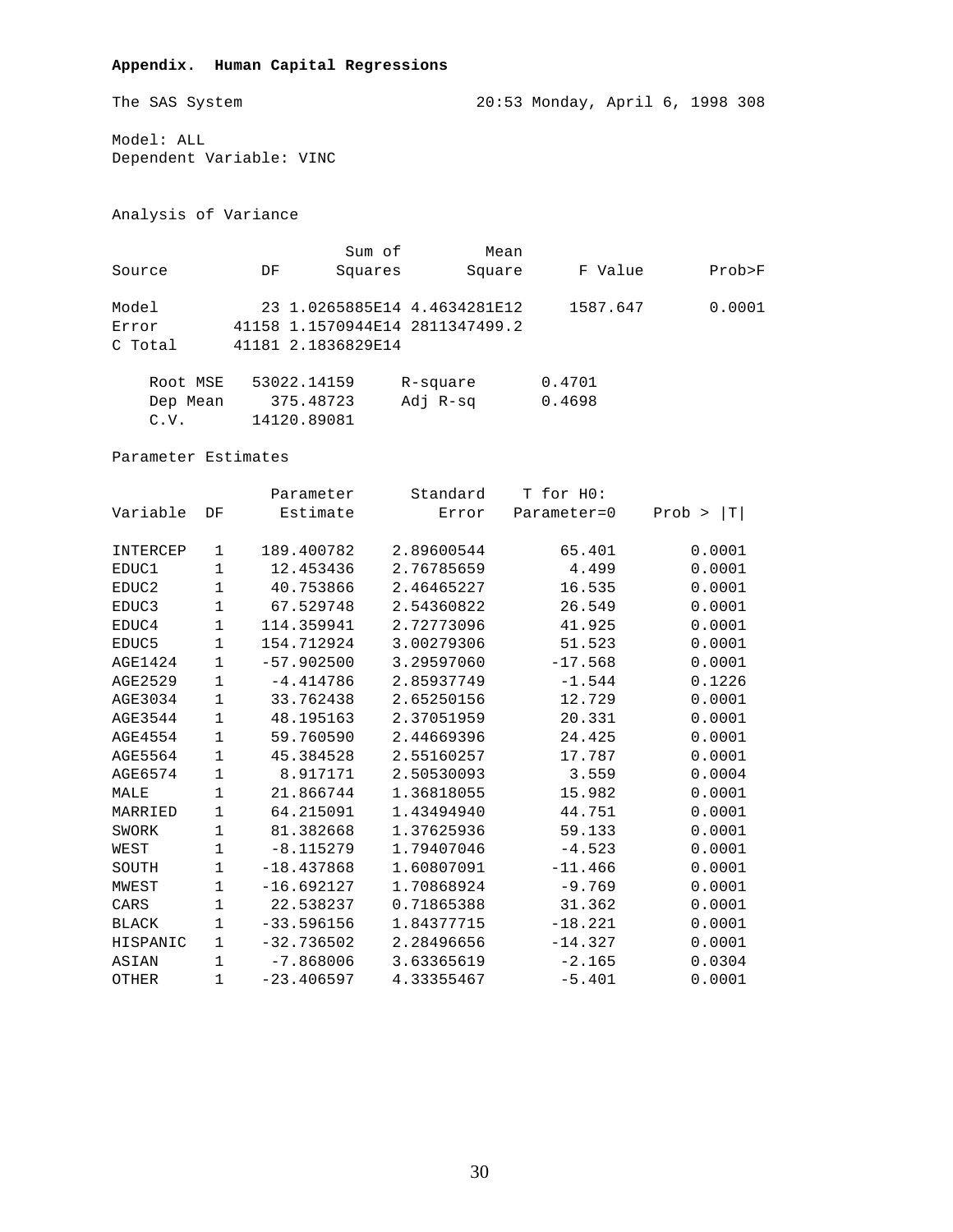**Appendix. Human Capital Regressions**

The SAS System 20:53 Monday, April 6, 1998 308

Model: ALL
Dependent Variable: VINC

Analysis of Variance

| Source | DF | Sum of Squares | Mean Square | F Value | Prob>F |
|---|---|---|---|---|---|
| Model | 23 | 1.0265885E14 | 4.4634281E12 | 1587.647 | 0.0001 |
| Error | 41158 | 1.1570944E14 | 2811347499.2 | | |
| C Total | 41181 | 2.1836829E14 | | | |

| | | | |
|---|---|---|---|
| Root MSE | 53022.14159 | R-square | 0.4701 |
| Dep Mean | 375.48723 | Adj R-sq | 0.4698 |
| C.V. | 14120.89081 | | |

Parameter Estimates

| Variable | DF | Parameter Estimate | Standard Error | T for H0: Parameter=0 | Prob > \|T\| |
|---|---|---|---|---|---|
| INTERCEP | 1 | 189.400782 | 2.89600544 | 65.401 | 0.0001 |
| EDUC1 | 1 | 12.453436 | 2.76785659 | 4.499 | 0.0001 |
| EDUC2 | 1 | 40.753866 | 2.46465227 | 16.535 | 0.0001 |
| EDUC3 | 1 | 67.529748 | 2.54360822 | 26.549 | 0.0001 |
| EDUC4 | 1 | 114.359941 | 2.72773096 | 41.925 | 0.0001 |
| EDUC5 | 1 | 154.712924 | 3.00279306 | 51.523 | 0.0001 |
| AGE1424 | 1 | -57.902500 | 3.29597060 | -17.568 | 0.0001 |
| AGE2529 | 1 | -4.414786 | 2.85937749 | -1.544 | 0.1226 |
| AGE3034 | 1 | 33.762438 | 2.65250156 | 12.729 | 0.0001 |
| AGE3544 | 1 | 48.195163 | 2.37051959 | 20.331 | 0.0001 |
| AGE4554 | 1 | 59.760590 | 2.44669396 | 24.425 | 0.0001 |
| AGE5564 | 1 | 45.384528 | 2.55160257 | 17.787 | 0.0001 |
| AGE6574 | 1 | 8.917171 | 2.50530093 | 3.559 | 0.0004 |
| MALE | 1 | 21.866744 | 1.36818055 | 15.982 | 0.0001 |
| MARRIED | 1 | 64.215091 | 1.43494940 | 44.751 | 0.0001 |
| SWORK | 1 | 81.382668 | 1.37625936 | 59.133 | 0.0001 |
| WEST | 1 | -8.115279 | 1.79407046 | -4.523 | 0.0001 |
| SOUTH | 1 | -18.437868 | 1.60807091 | -11.466 | 0.0001 |
| MWEST | 1 | -16.692127 | 1.70868924 | -9.769 | 0.0001 |
| CARS | 1 | 22.538237 | 0.71865388 | 31.362 | 0.0001 |
| BLACK | 1 | -33.596156 | 1.84377715 | -18.221 | 0.0001 |
| HISPANIC | 1 | -32.736502 | 2.28496656 | -14.327 | 0.0001 |
| ASIAN | 1 | -7.868006 | 3.63365619 | -2.165 | 0.0304 |
| OTHER | 1 | -23.406597 | 4.33355467 | -5.401 | 0.0001 |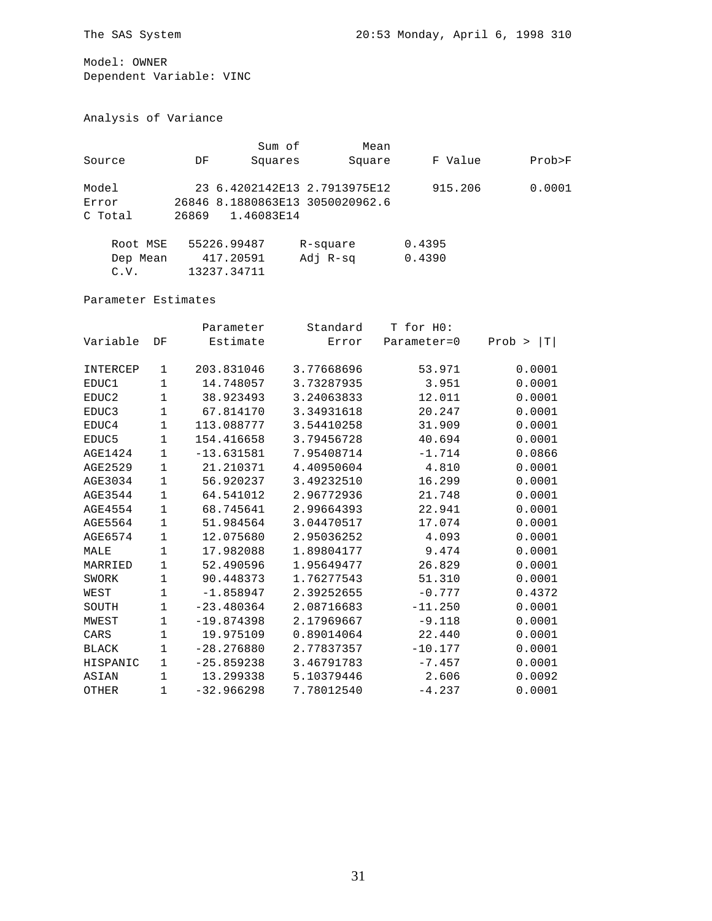The SAS System 20:53 Monday, April 6, 1998 310

Model: OWNER
Dependent Variable: VINC

Analysis of Variance

| Source | DF | Sum of Squares | Mean Square | F Value | Prob>F |
|---|---|---|---|---|---|
| Model | 23 | 6.4202142E13 | 2.7913975E12 | 915.206 | 0.0001 |
| Error | 26846 | 8.1880863E13 | 3050020962.6 | | |
| C Total | 26869 | 1.46083E14 | | | |

| | | | |
|---|---|---|---|
| Root MSE | 55226.99487 | R-square | 0.4395 |
| Dep Mean | 417.20591 | Adj R-sq | 0.4390 |
| C.V. | 13237.34711 | | |

Parameter Estimates

| Variable | DF | Parameter Estimate | Standard Error | T for H0: Parameter=0 | Prob > \|T\| |
|---|---|---|---|---|---|
| INTERCEP | 1 | 203.831046 | 3.77668696 | 53.971 | 0.0001 |
| EDUC1 | 1 | 14.748057 | 3.73287935 | 3.951 | 0.0001 |
| EDUC2 | 1 | 38.923493 | 3.24063833 | 12.011 | 0.0001 |
| EDUC3 | 1 | 67.814170 | 3.34931618 | 20.247 | 0.0001 |
| EDUC4 | 1 | 113.088777 | 3.54410258 | 31.909 | 0.0001 |
| EDUC5 | 1 | 154.416658 | 3.79456728 | 40.694 | 0.0001 |
| AGE1424 | 1 | -13.631581 | 7.95408714 | -1.714 | 0.0866 |
| AGE2529 | 1 | 21.210371 | 4.40950604 | 4.810 | 0.0001 |
| AGE3034 | 1 | 56.920237 | 3.49232510 | 16.299 | 0.0001 |
| AGE3544 | 1 | 64.541012 | 2.96772936 | 21.748 | 0.0001 |
| AGE4554 | 1 | 68.745641 | 2.99664393 | 22.941 | 0.0001 |
| AGE5564 | 1 | 51.984564 | 3.04470517 | 17.074 | 0.0001 |
| AGE6574 | 1 | 12.075680 | 2.95036252 | 4.093 | 0.0001 |
| MALE | 1 | 17.982088 | 1.89804177 | 9.474 | 0.0001 |
| MARRIED | 1 | 52.490596 | 1.95649477 | 26.829 | 0.0001 |
| SWORK | 1 | 90.448373 | 1.76277543 | 51.310 | 0.0001 |
| WEST | 1 | -1.858947 | 2.39252655 | -0.777 | 0.4372 |
| SOUTH | 1 | -23.480364 | 2.08716683 | -11.250 | 0.0001 |
| MWEST | 1 | -19.874398 | 2.17969667 | -9.118 | 0.0001 |
| CARS | 1 | 19.975109 | 0.89014064 | 22.440 | 0.0001 |
| BLACK | 1 | -28.276880 | 2.77837357 | -10.177 | 0.0001 |
| HISPANIC | 1 | -25.859238 | 3.46791783 | -7.457 | 0.0001 |
| ASIAN | 1 | 13.299338 | 5.10379446 | 2.606 | 0.0092 |
| OTHER | 1 | -32.966298 | 7.78012540 | -4.237 | 0.0001 |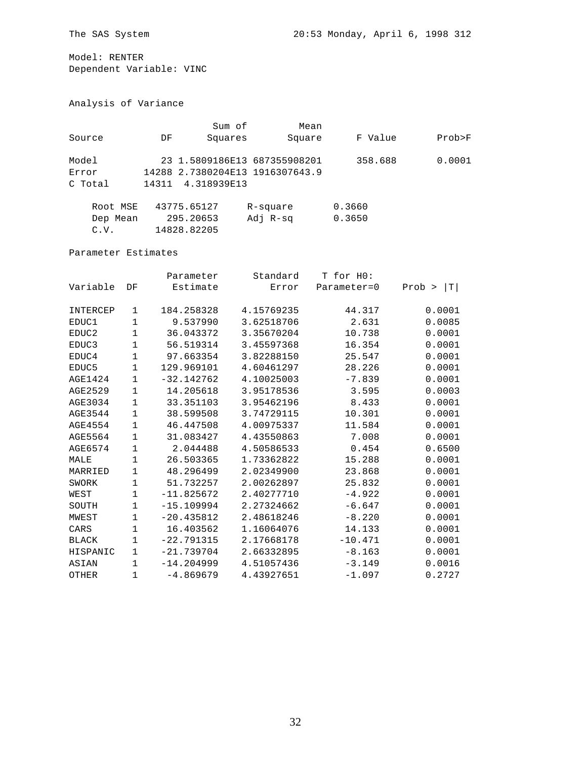The SAS System 20:53 Monday, April 6, 1998 312

Model: RENTER
Dependent Variable: VINC

Analysis of Variance

| Source | DF | Sum of Squares | Mean Square | F Value | Prob>F |
|---|---|---|---|---|---|
| Model | 23 | 1.5809186E13 | 687355908201 | 358.688 | 0.0001 |
| Error | 14288 | 2.7380204E13 | 1916307643.9 | | |
| C Total | 14311 | 4.318939E13 | | | |

| | | | |
|---|---|---|---|
| Root MSE | 43775.65127 | R-square | 0.3660 |
| Dep Mean | 295.20653 | Adj R-sq | 0.3650 |
| C.V. | 14828.82205 | | |

Parameter Estimates

| Variable | DF | Parameter Estimate | Standard Error | T for H0: Parameter=0 | Prob > \|T\| |
|---|---|---|---|---|---|
| INTERCEP | 1 | 184.258328 | 4.15769235 | 44.317 | 0.0001 |
| EDUC1 | 1 | 9.537990 | 3.62518706 | 2.631 | 0.0085 |
| EDUC2 | 1 | 36.043372 | 3.35670204 | 10.738 | 0.0001 |
| EDUC3 | 1 | 56.519314 | 3.45597368 | 16.354 | 0.0001 |
| EDUC4 | 1 | 97.663354 | 3.82288150 | 25.547 | 0.0001 |
| EDUC5 | 1 | 129.969101 | 4.60461297 | 28.226 | 0.0001 |
| AGE1424 | 1 | -32.142762 | 4.10025003 | -7.839 | 0.0001 |
| AGE2529 | 1 | 14.205618 | 3.95178536 | 3.595 | 0.0003 |
| AGE3034 | 1 | 33.351103 | 3.95462196 | 8.433 | 0.0001 |
| AGE3544 | 1 | 38.599508 | 3.74729115 | 10.301 | 0.0001 |
| AGE4554 | 1 | 46.447508 | 4.00975337 | 11.584 | 0.0001 |
| AGE5564 | 1 | 31.083427 | 4.43550863 | 7.008 | 0.0001 |
| AGE6574 | 1 | 2.044488 | 4.50586533 | 0.454 | 0.6500 |
| MALE | 1 | 26.503365 | 1.73362822 | 15.288 | 0.0001 |
| MARRIED | 1 | 48.296499 | 2.02349900 | 23.868 | 0.0001 |
| SWORK | 1 | 51.732257 | 2.00262897 | 25.832 | 0.0001 |
| WEST | 1 | -11.825672 | 2.40277710 | -4.922 | 0.0001 |
| SOUTH | 1 | -15.109994 | 2.27324662 | -6.647 | 0.0001 |
| MWEST | 1 | -20.435812 | 2.48618246 | -8.220 | 0.0001 |
| CARS | 1 | 16.403562 | 1.16064076 | 14.133 | 0.0001 |
| BLACK | 1 | -22.791315 | 2.17668178 | -10.471 | 0.0001 |
| HISPANIC | 1 | -21.739704 | 2.66332895 | -8.163 | 0.0001 |
| ASIAN | 1 | -14.204999 | 4.51057436 | -3.149 | 0.0016 |
| OTHER | 1 | -4.869679 | 4.43927651 | -1.097 | 0.2727 |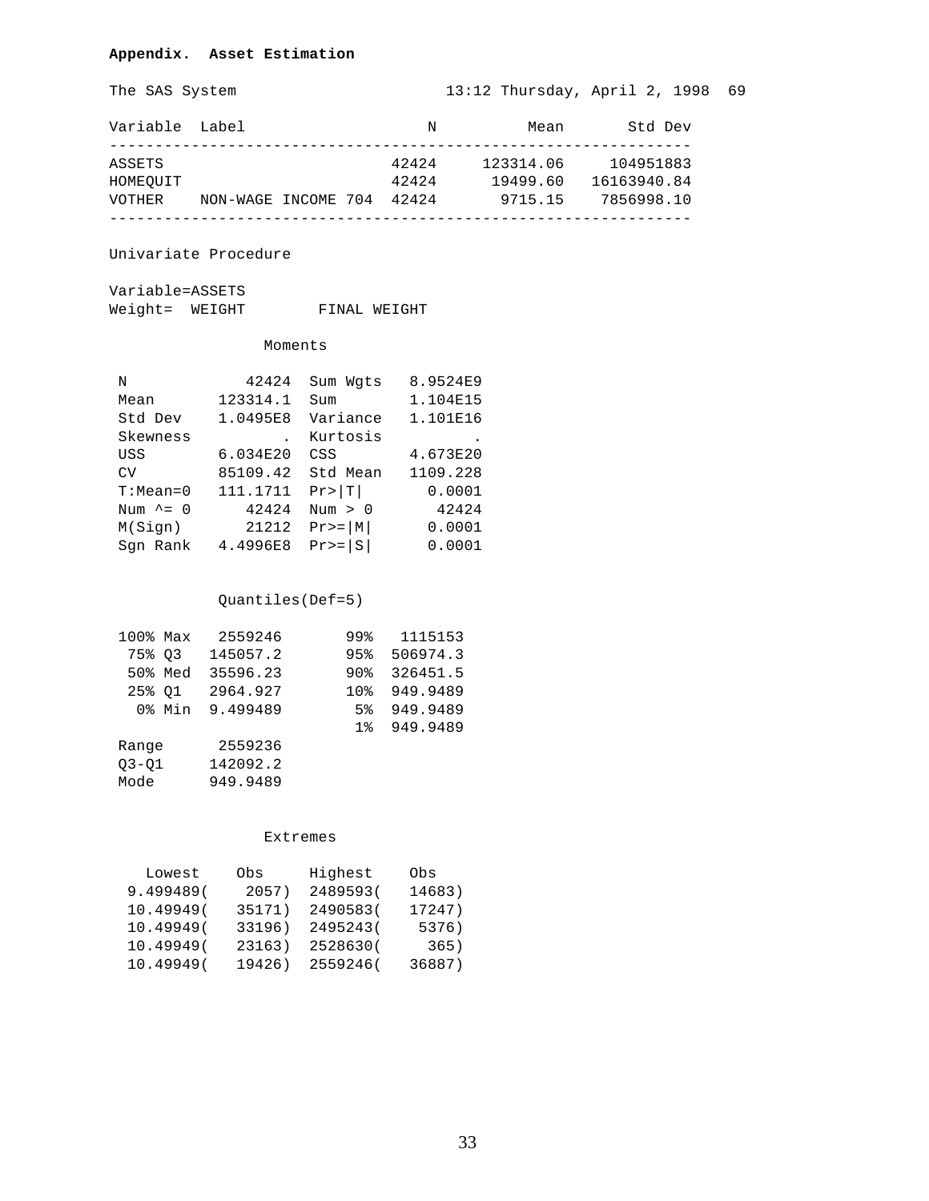**Appendix. Asset Estimation**

```
The SAS System                        13:12 Thursday, April 2, 1998  69

Variable  Label                    N          Mean       Std Dev
-----------------------------------------------------------------
ASSETS                         42424     123314.06     104951883
HOMEQUIT                       42424      19499.60   16163940.84
VOTHER    NON-WAGE INCOME 704  42424       9715.15    7856998.10
-----------------------------------------------------------------

Univariate Procedure

Variable=ASSETS
Weight=  WEIGHT        FINAL WEIGHT

                 Moments

 N             42424  Sum Wgts   8.9524E9
 Mean       123314.1  Sum        1.104E15
 Std Dev    1.0495E8  Variance   1.101E16
 Skewness          .  Kurtosis          .
 USS        6.034E20  CSS        4.673E20
 CV         85109.42  Std Mean   1109.228
 T:Mean=0   111.1711  Pr>|T|       0.0001
 Num ^= 0      42424  Num > 0       42424
 M(Sign)       21212  Pr>=|M|      0.0001
 Sgn Rank   4.4996E8  Pr>=|S|      0.0001


           Quantiles(Def=5)

 100% Max   2559246        99%   1115153
  75% Q3   145057.2        95%  506974.3
  50% Med  35596.23        90%  326451.5
  25% Q1   2964.927        10%  949.9489
   0% Min  9.499489         5%  949.9489
                            1%  949.9489
 Range      2559236
 Q3-Q1     142092.2
 Mode      949.9489


                 Extremes

   Lowest    Obs     Highest    Obs
  9.499489(   2057)  2489593(   14683)
  10.49949(  35171)  2490583(   17247)
  10.49949(  33196)  2495243(    5376)
  10.49949(  23163)  2528630(     365)
  10.49949(  19426)  2559246(   36887)
```